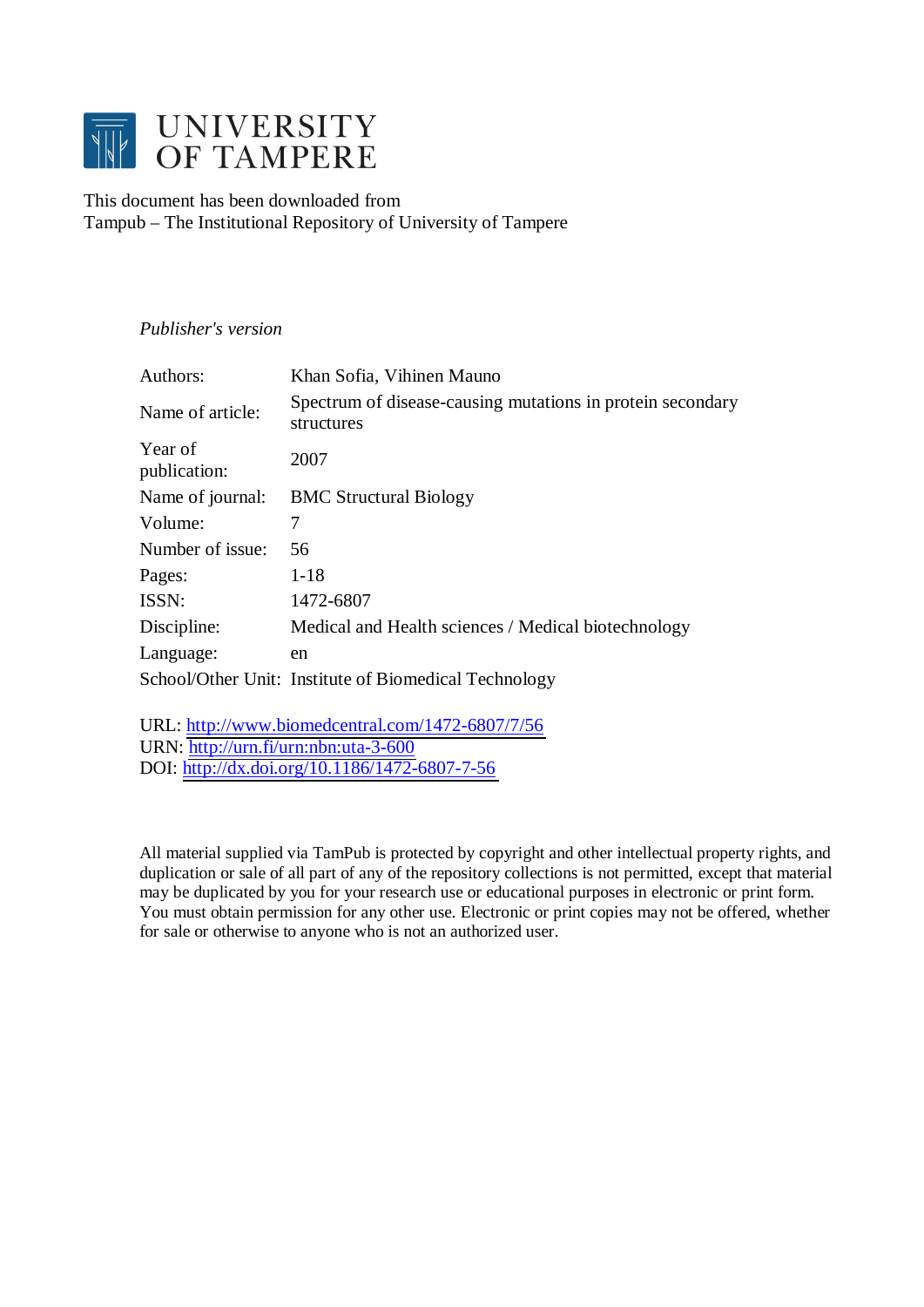# UNIVERSITY OF TAMPERE

This document has been downloaded from
Tampub – The Institutional Repository of University of Tampere

*Publisher's version*

| | |
|---|---|
| Authors: | Khan Sofia, Vihinen Mauno |
| Name of article: | Spectrum of disease-causing mutations in protein secondary structures |
| Year of publication: | 2007 |
| Name of journal: | BMC Structural Biology |
| Volume: | 7 |
| Number of issue: | 56 |
| Pages: | 1-18 |
| ISSN: | 1472-6807 |
| Discipline: | Medical and Health sciences / Medical biotechnology |
| Language: | en |
| School/Other Unit: | Institute of Biomedical Technology |

URL: http://www.biomedcentral.com/1472-6807/7/56
URN: http://urn.fi/urn:nbn:uta-3-600
DOI: http://dx.doi.org/10.1186/1472-6807-7-56

All material supplied via TamPub is protected by copyright and other intellectual property rights, and duplication or sale of all part of any of the repository collections is not permitted, except that material may be duplicated by you for your research use or educational purposes in electronic or print form. You must obtain permission for any other use. Electronic or print copies may not be offered, whether for sale or otherwise to anyone who is not an authorized user.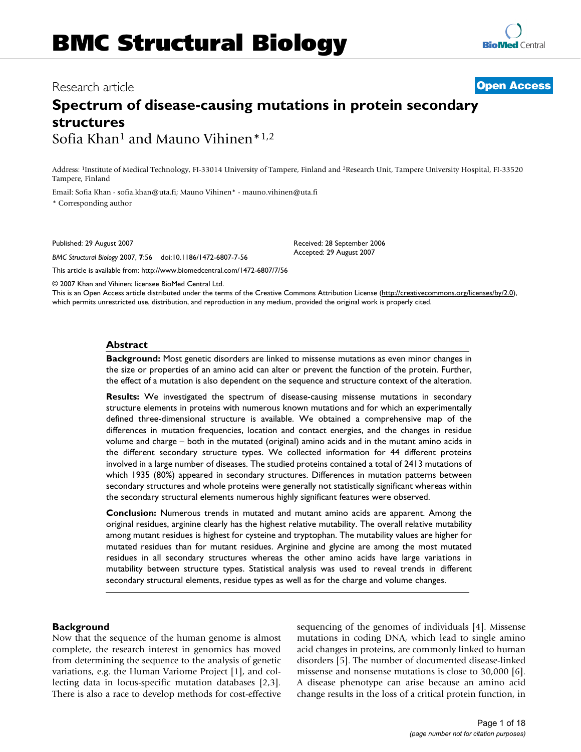# BMC Structural Biology

Research article

**Open Access**

# Spectrum of disease-causing mutations in protein secondary structures

Sofia Khan[1] and Mauno Vihinen*[1,2]

Address: [1]Institute of Medical Technology, FI-33014 University of Tampere, Finland and [2]Research Unit, Tampere University Hospital, FI-33520 Tampere, Finland

Email: Sofia Khan - sofia.khan@uta.fi; Mauno Vihinen* - mauno.vihinen@uta.fi

\* Corresponding author

Published: 29 August 2007

*BMC Structural Biology* 2007, **7**:56 doi:10.1186/1472-6807-7-56

Received: 28 September 2006

Accepted: 29 August 2007

This article is available from: http://www.biomedcentral.com/1472-6807/7/56

© 2007 Khan and Vihinen; licensee BioMed Central Ltd.

This is an Open Access article distributed under the terms of the Creative Commons Attribution License (http://creativecommons.org/licenses/by/2.0), which permits unrestricted use, distribution, and reproduction in any medium, provided the original work is properly cited.

## Abstract

**Background:** Most genetic disorders are linked to missense mutations as even minor changes in the size or properties of an amino acid can alter or prevent the function of the protein. Further, the effect of a mutation is also dependent on the sequence and structure context of the alteration.

**Results:** We investigated the spectrum of disease-causing missense mutations in secondary structure elements in proteins with numerous known mutations and for which an experimentally defined three-dimensional structure is available. We obtained a comprehensive map of the differences in mutation frequencies, location and contact energies, and the changes in residue volume and charge – both in the mutated (original) amino acids and in the mutant amino acids in the different secondary structure types. We collected information for 44 different proteins involved in a large number of diseases. The studied proteins contained a total of 2413 mutations of which 1935 (80%) appeared in secondary structures. Differences in mutation patterns between secondary structures and whole proteins were generally not statistically significant whereas within the secondary structural elements numerous highly significant features were observed.

**Conclusion:** Numerous trends in mutated and mutant amino acids are apparent. Among the original residues, arginine clearly has the highest relative mutability. The overall relative mutability among mutant residues is highest for cysteine and tryptophan. The mutability values are higher for mutated residues than for mutant residues. Arginine and glycine are among the most mutated residues in all secondary structures whereas the other amino acids have large variations in mutability between structure types. Statistical analysis was used to reveal trends in different secondary structural elements, residue types as well as for the charge and volume changes.

## Background

Now that the sequence of the human genome is almost complete, the research interest in genomics has moved from determining the sequence to the analysis of genetic variations, e.g. the Human Variome Project [1], and collecting data in locus-specific mutation databases [2,3]. There is also a race to develop methods for cost-effective sequencing of the genomes of individuals [4]. Missense mutations in coding DNA, which lead to single amino acid changes in proteins, are commonly linked to human disorders [5]. The number of documented disease-linked missense and nonsense mutations is close to 30,000 [6]. A disease phenotype can arise because an amino acid change results in the loss of a critical protein function, in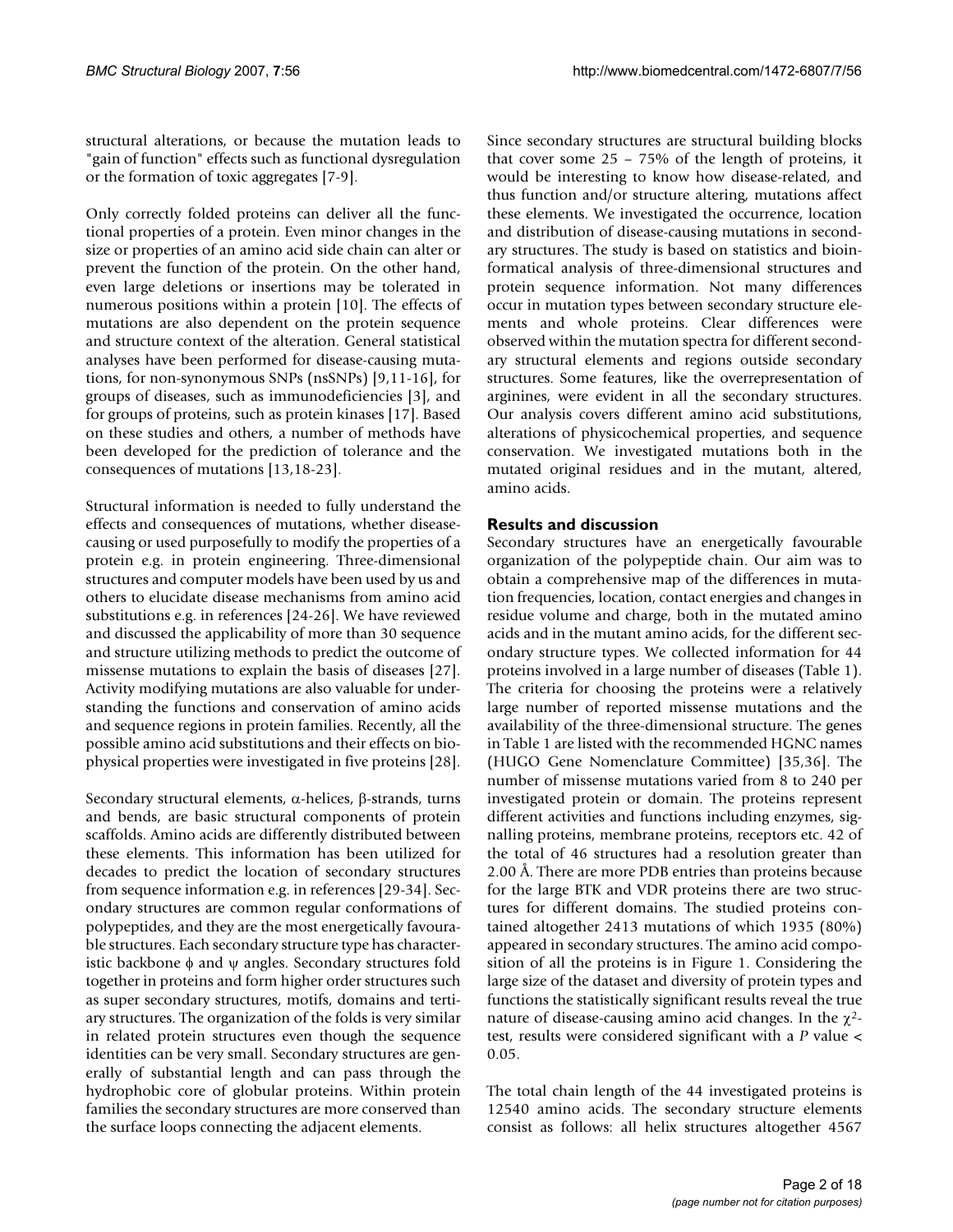structural alterations, or because the mutation leads to "gain of function" effects such as functional dysregulation or the formation of toxic aggregates [7-9].

Only correctly folded proteins can deliver all the functional properties of a protein. Even minor changes in the size or properties of an amino acid side chain can alter or prevent the function of the protein. On the other hand, even large deletions or insertions may be tolerated in numerous positions within a protein [10]. The effects of mutations are also dependent on the protein sequence and structure context of the alteration. General statistical analyses have been performed for disease-causing mutations, for non-synonymous SNPs (nsSNPs) [9,11-16], for groups of diseases, such as immunodeficiencies [3], and for groups of proteins, such as protein kinases [17]. Based on these studies and others, a number of methods have been developed for the prediction of tolerance and the consequences of mutations [13,18-23].

Structural information is needed to fully understand the effects and consequences of mutations, whether disease-causing or used purposefully to modify the properties of a protein e.g. in protein engineering. Three-dimensional structures and computer models have been used by us and others to elucidate disease mechanisms from amino acid substitutions e.g. in references [24-26]. We have reviewed and discussed the applicability of more than 30 sequence and structure utilizing methods to predict the outcome of missense mutations to explain the basis of diseases [27]. Activity modifying mutations are also valuable for understanding the functions and conservation of amino acids and sequence regions in protein families. Recently, all the possible amino acid substitutions and their effects on biophysical properties were investigated in five proteins [28].

Secondary structural elements, α-helices, β-strands, turns and bends, are basic structural components of protein scaffolds. Amino acids are differently distributed between these elements. This information has been utilized for decades to predict the location of secondary structures from sequence information e.g. in references [29-34]. Secondary structures are common regular conformations of polypeptides, and they are the most energetically favourable structures. Each secondary structure type has characteristic backbone $\phi$ and $\psi$ angles. Secondary structures fold together in proteins and form higher order structures such as super secondary structures, motifs, domains and tertiary structures. The organization of the folds is very similar in related protein structures even though the sequence identities can be very small. Secondary structures are generally of substantial length and can pass through the hydrophobic core of globular proteins. Within protein families the secondary structures are more conserved than the surface loops connecting the adjacent elements.

Since secondary structures are structural building blocks that cover some 25 – 75% of the length of proteins, it would be interesting to know how disease-related, and thus function and/or structure altering, mutations affect these elements. We investigated the occurrence, location and distribution of disease-causing mutations in secondary structures. The study is based on statistics and bioinformatical analysis of three-dimensional structures and protein sequence information. Not many differences occur in mutation types between secondary structure elements and whole proteins. Clear differences were observed within the mutation spectra for different secondary structural elements and regions outside secondary structures. Some features, like the overrepresentation of arginines, were evident in all the secondary structures. Our analysis covers different amino acid substitutions, alterations of physicochemical properties, and sequence conservation. We investigated mutations both in the mutated original residues and in the mutant, altered, amino acids.

## Results and discussion

Secondary structures have an energetically favourable organization of the polypeptide chain. Our aim was to obtain a comprehensive map of the differences in mutation frequencies, location, contact energies and changes in residue volume and charge, both in the mutated amino acids and in the mutant amino acids, for the different secondary structure types. We collected information for 44 proteins involved in a large number of diseases (Table 1). The criteria for choosing the proteins were a relatively large number of reported missense mutations and the availability of the three-dimensional structure. The genes in Table 1 are listed with the recommended HGNC names (HUGO Gene Nomenclature Committee) [35,36]. The number of missense mutations varied from 8 to 240 per investigated protein or domain. The proteins represent different activities and functions including enzymes, signalling proteins, membrane proteins, receptors etc. 42 of the total of 46 structures had a resolution greater than 2.00 Å. There are more PDB entries than proteins because for the large BTK and VDR proteins there are two structures for different domains. The studied proteins contained altogether 2413 mutations of which 1935 (80%) appeared in secondary structures. The amino acid composition of all the proteins is in Figure 1. Considering the large size of the dataset and diversity of protein types and functions the statistically significant results reveal the true nature of disease-causing amino acid changes. In the $\chi^2$-test, results were considered significant with a $P$ value < 0.05.

The total chain length of the 44 investigated proteins is 12540 amino acids. The secondary structure elements consist as follows: all helix structures altogether 4567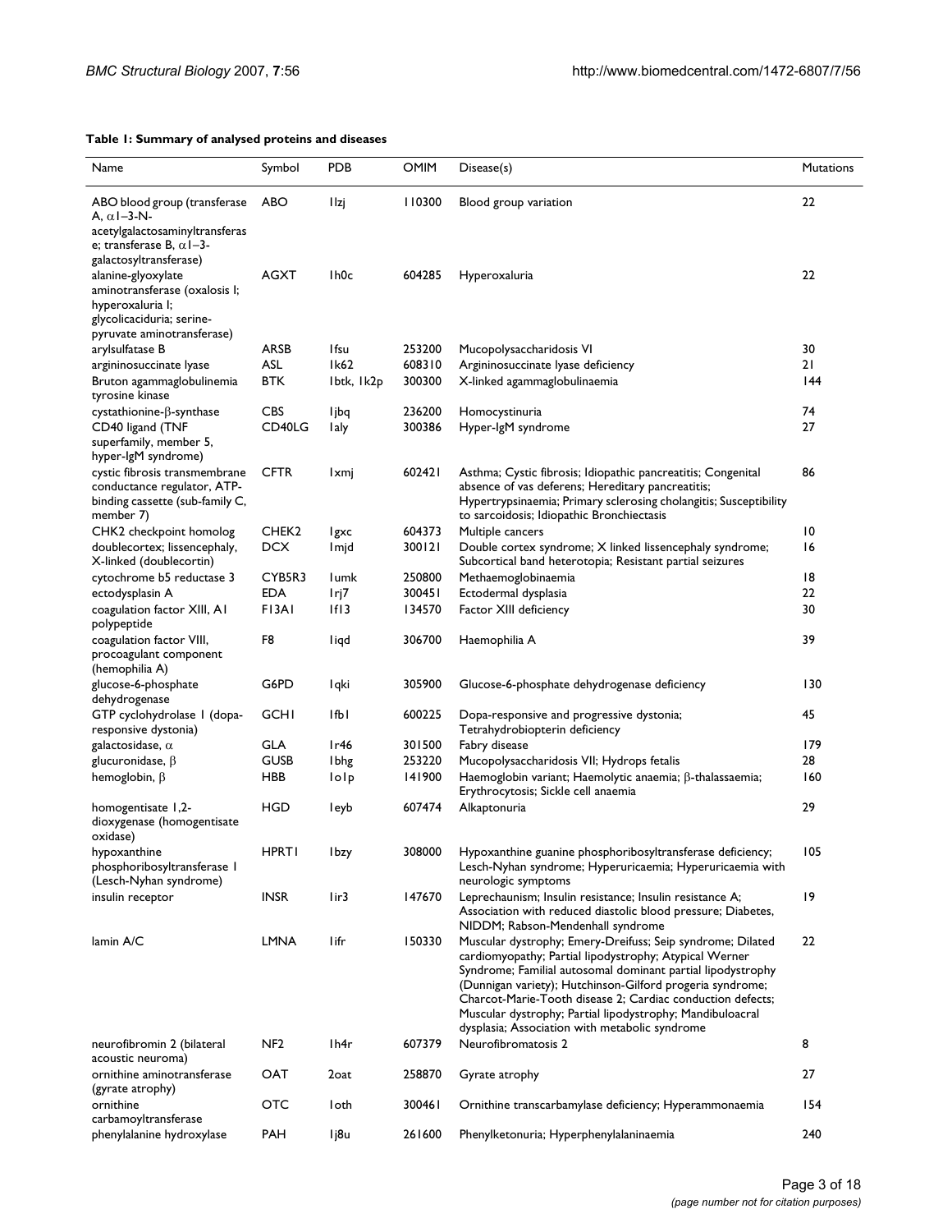**Table 1: Summary of analysed proteins and diseases**

| Name | Symbol | PDB | OMIM | Disease(s) | Mutations |
| --- | --- | --- | --- | --- | --- |
| ABO blood group (transferase A, α1–3-N-acetylgalactosaminyltransferase; transferase B, α1–3-galactosyltransferase) | ABO | 1lzj | 110300 | Blood group variation | 22 |
| alanine-glyoxylate aminotransferase (oxalosis I; hyperoxaluria I; glycolicaciduria; serine-pyruvate aminotransferase) | AGXT | 1h0c | 604285 | Hyperoxaluria | 22 |
| arylsulfatase B | ARSB | 1fsu | 253200 | Mucopolysaccharidosis VI | 30 |
| argininosuccinate lyase | ASL | 1k62 | 608310 | Argininosuccinate lyase deficiency | 21 |
| Bruton agammaglobulinemia tyrosine kinase | BTK | 1btk, 1k2p | 300300 | X-linked agammaglobulinaemia | 144 |
| cystathionine-β-synthase | CBS | 1jbq | 236200 | Homocystinuria | 74 |
| CD40 ligand (TNF superfamily, member 5, hyper-IgM syndrome) | CD40LG | 1aly | 300386 | Hyper-IgM syndrome | 27 |
| cystic fibrosis transmembrane conductance regulator, ATP-binding cassette (sub-family C, member 7) | CFTR | 1xmj | 602421 | Asthma; Cystic fibrosis; Idiopathic pancreatitis; Congenital absence of vas deferens; Hereditary pancreatitis; Hypertrypsinaemia; Primary sclerosing cholangitis; Susceptibility to sarcoidosis; Idiopathic Bronchiectasis | 86 |
| CHK2 checkpoint homolog | CHEK2 | 1gxc | 604373 | Multiple cancers | 10 |
| doublecortex; lissencephaly, X-linked (doublecortin) | DCX | 1mjd | 300121 | Double cortex syndrome; X linked lissencephaly syndrome; Subcortical band heterotopia; Resistant partial seizures | 16 |
| cytochrome b5 reductase 3 | CYB5R3 | 1umk | 250800 | Methaemoglobinaemia | 18 |
| ectodysplasin A | EDA | 1rj7 | 300451 | Ectodermal dysplasia | 22 |
| coagulation factor XIII, A1 polypeptide | F13A1 | 1f13 | 134570 | Factor XIII deficiency | 30 |
| coagulation factor VIII, procoagulant component (hemophilia A) | F8 | 1iqd | 306700 | Haemophilia A | 39 |
| glucose-6-phosphate dehydrogenase | G6PD | 1qki | 305900 | Glucose-6-phosphate dehydrogenase deficiency | 130 |
| GTP cyclohydrolase 1 (dopa-responsive dystonia) | GCH1 | 1fb1 | 600225 | Dopa-responsive and progressive dystonia; Tetrahydrobiopterin deficiency | 45 |
| galactosidase, α | GLA | 1r46 | 301500 | Fabry disease | 179 |
| glucuronidase, β | GUSB | 1bhg | 253220 | Mucopolysaccharidosis VII; Hydrops fetalis | 28 |
| hemoglobin, β | HBB | 1o1p | 141900 | Haemoglobin variant; Haemolytic anaemia; β-thalassaemia; Erythrocytosis; Sickle cell anaemia | 160 |
| homogentisate 1,2-dioxygenase (homogentisate oxidase) | HGD | 1eyb | 607474 | Alkaptonuria | 29 |
| hypoxanthine phosphoribosyltransferase 1 (Lesch-Nyhan syndrome) | HPRT1 | 1bzy | 308000 | Hypoxanthine guanine phosphoribosyltransferase deficiency; Lesch-Nyhan syndrome; Hyperuricaemia; Hyperuricaemia with neurologic symptoms | 105 |
| insulin receptor | INSR | 1ir3 | 147670 | Leprechaunism; Insulin resistance; Insulin resistance A; Association with reduced diastolic blood pressure; Diabetes, NIDDM; Rabson-Mendenhall syndrome | 19 |
| lamin A/C | LMNA | 1ifr | 150330 | Muscular dystrophy; Emery-Dreifuss; Seip syndrome; Dilated cardiomyopathy; Partial lipodystrophy; Atypical Werner Syndrome; Familial autosomal dominant partial lipodystrophy (Dunnigan variety); Hutchinson-Gilford progeria syndrome; Charcot-Marie-Tooth disease 2; Cardiac conduction defects; Muscular dystrophy; Partial lipodystrophy; Mandibuloacral dysplasia; Association with metabolic syndrome | 22 |
| neurofibromin 2 (bilateral acoustic neuroma) | NF2 | 1h4r | 607379 | Neurofibromatosis 2 | 8 |
| ornithine aminotransferase (gyrate atrophy) | OAT | 2oat | 258870 | Gyrate atrophy | 27 |
| ornithine carbamoyltransferase | OTC | 1oth | 300461 | Ornithine transcarbamylase deficiency; Hyperammonaemia | 154 |
| phenylalanine hydroxylase | PAH | 1j8u | 261600 | Phenylketonuria; Hyperphenylalaninaemia | 240 |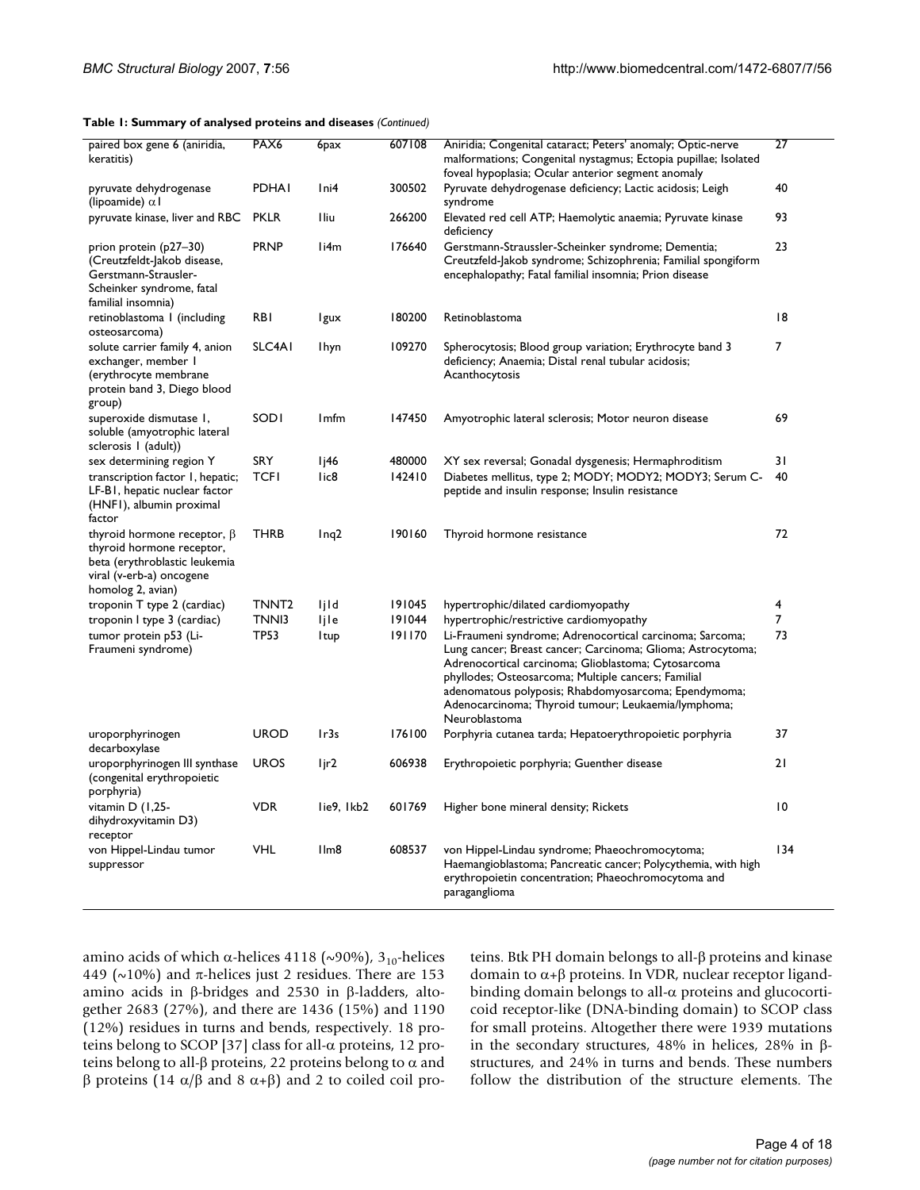**Table 1: Summary of analysed proteins and diseases** *(Continued)*

| | | | | | |
|---|---|---|---|---|---|
| paired box gene 6 (aniridia, keratitis) | PAX6 | 6pax | 607108 | Aniridia; Congenital cataract; Peters' anomaly; Optic-nerve malformations; Congenital nystagmus; Ectopia pupillae; Isolated foveal hypoplasia; Ocular anterior segment anomaly | 27 |
| pyruvate dehydrogenase (lipoamide) α1 | PDHA1 | 1ni4 | 300502 | Pyruvate dehydrogenase deficiency; Lactic acidosis; Leigh syndrome | 40 |
| pyruvate kinase, liver and RBC | PKLR | 1liu | 266200 | Elevated red cell ATP; Haemolytic anaemia; Pyruvate kinase deficiency | 93 |
| prion protein (p27–30) (Creutzfeldt-Jakob disease, Gerstmann-Strausler-Scheinker syndrome, fatal familial insomnia) | PRNP | 1i4m | 176640 | Gerstmann-Straussler-Scheinker syndrome; Dementia; Creutzfeld-Jakob syndrome; Schizophrenia; Familial spongiform encephalopathy; Fatal familial insomnia; Prion disease | 23 |
| retinoblastoma 1 (including osteosarcoma) | RB1 | 1gux | 180200 | Retinoblastoma | 18 |
| solute carrier family 4, anion exchanger, member 1 (erythrocyte membrane protein band 3, Diego blood group) | SLC4A1 | 1hyn | 109270 | Spherocytosis; Blood group variation; Erythrocyte band 3 deficiency; Anaemia; Distal renal tubular acidosis; Acanthocytosis | 7 |
| superoxide dismutase 1, soluble (amyotrophic lateral sclerosis 1 (adult)) | SOD1 | 1mfm | 147450 | Amyotrophic lateral sclerosis; Motor neuron disease | 69 |
| sex determining region Y | SRY | 1j46 | 480000 | XY sex reversal; Gonadal dysgenesis; Hermaphroditism | 31 |
| transcription factor 1, hepatic; LF-B1, hepatic nuclear factor (HNF1), albumin proximal factor | TCF1 | 1ic8 | 142410 | Diabetes mellitus, type 2; MODY; MODY2; MODY3; Serum C-peptide and insulin response; Insulin resistance | 40 |
| thyroid hormone receptor, β thyroid hormone receptor, beta (erythroblastic leukemia viral (v-erb-a) oncogene homolog 2, avian) | THRB | 1nq2 | 190160 | Thyroid hormone resistance | 72 |
| troponin T type 2 (cardiac) | TNNT2 | 1j1d | 191045 | hypertrophic/dilated cardiomyopathy | 4 |
| troponin I type 3 (cardiac) | TNNI3 | 1j1e | 191044 | hypertrophic/restrictive cardiomyopathy | 7 |
| tumor protein p53 (Li-Fraumeni syndrome) | TP53 | 1tup | 191170 | Li-Fraumeni syndrome; Adrenocortical carcinoma; Sarcoma; Lung cancer; Breast cancer; Carcinoma; Glioma; Astrocytoma; Adrenocortical carcinoma; Glioblastoma; Cytosarcoma phyllodes; Osteosarcoma; Multiple cancers; Familial adenomatous polyposis; Rhabdomyosarcoma; Ependymoma; Adenocarcinoma; Thyroid tumour; Leukaemia/lymphoma; Neuroblastoma | 73 |
| uroporphyrinogen decarboxylase | UROD | 1r3s | 176100 | Porphyria cutanea tarda; Hepatoerythropoietic porphyria | 37 |
| uroporphyrinogen III synthase (congenital erythropoietic porphyria) | UROS | 1jr2 | 606938 | Erythropoietic porphyria; Guenther disease | 21 |
| vitamin D (1,25-dihydroxyvitamin D3) receptor | VDR | 1ie9, 1kb2 | 601769 | Higher bone mineral density; Rickets | 10 |
| von Hippel-Lindau tumor suppressor | VHL | 1lm8 | 608537 | von Hippel-Lindau syndrome; Phaeochromocytoma; Haemangioblastoma; Pancreatic cancer; Polycythemia, with high erythropoietin concentration; Phaeochromocytoma and paraganglioma | 134 |

amino acids of which α-helices 4118 (~90%), $3_{10}$-helices 449 (~10%) and π-helices just 2 residues. There are 153 amino acids in β-bridges and 2530 in β-ladders, altogether 2683 (27%), and there are 1436 (15%) and 1190 (12%) residues in turns and bends, respectively. 18 proteins belong to SCOP [37] class for all-α proteins, 12 proteins belong to all-β proteins, 22 proteins belong to α and β proteins (14 α/β and 8 α+β) and 2 to coiled coil proteins. Btk PH domain belongs to all-β proteins and kinase domain to α+β proteins. In VDR, nuclear receptor ligand-binding domain belongs to all-α proteins and glucocorticoid receptor-like (DNA-binding domain) to SCOP class for small proteins. Altogether there were 1939 mutations in the secondary structures, 48% in helices, 28% in β-structures, and 24% in turns and bends. These numbers follow the distribution of the structure elements. The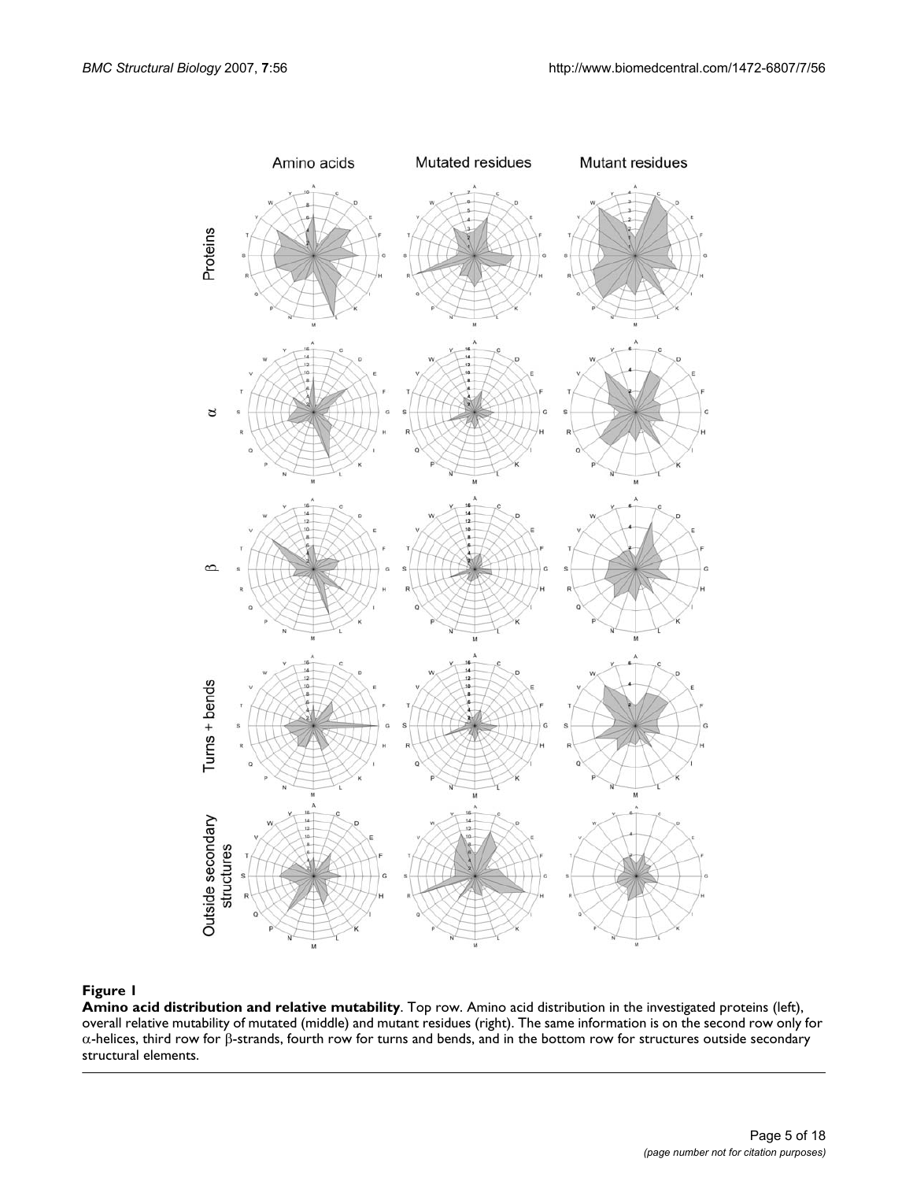**Figure 1**

**Amino acid distribution and relative mutability**. Top row. Amino acid distribution in the investigated proteins (left), overall relative mutability of mutated (middle) and mutant residues (right). The same information is on the second row only for α-helices, third row for β-strands, fourth row for turns and bends, and in the bottom row for structures outside secondary structural elements.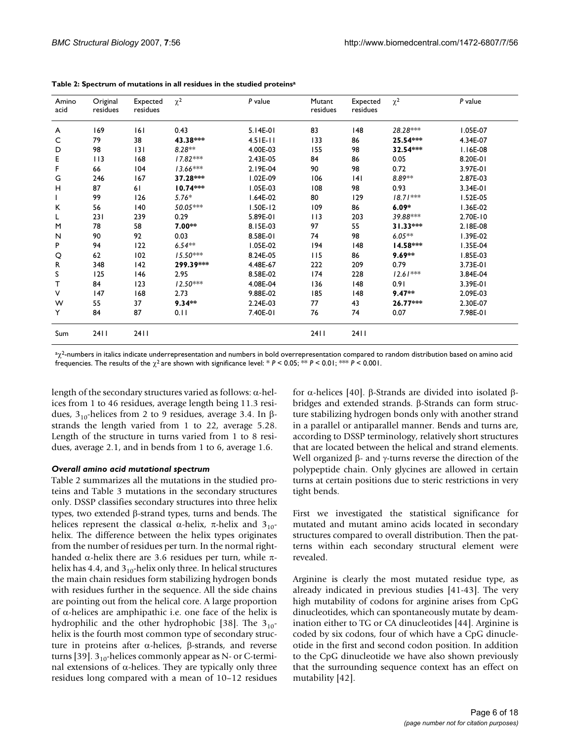**Table 2: Spectrum of mutations in all residues in the studied proteins[a]**

| Amino acid | Original residues | Expected residues | $\chi^2$ | *P* value | Mutant residues | Expected residues | $\chi^2$ | *P* value |
|---|---|---|---|---|---|---|---|---|
| A | 169 | 161 | 0.43 | 5.14E-01 | 83 | 148 | *28.28**** | 1.05E-07 |
| C | 79 | 38 | **43.38***** | 4.51E-11 | 133 | 86 | **25.54***** | 4.34E-07 |
| D | 98 | 131 | *8.28*** | 4.00E-03 | 155 | 98 | **32.54***** | 1.16E-08 |
| E | 113 | 168 | *17.82**** | 2.43E-05 | 84 | 86 | 0.05 | 8.20E-01 |
| F | 66 | 104 | *13.66**** | 2.19E-04 | 90 | 98 | 0.72 | 3.97E-01 |
| G | 246 | 167 | **37.28***** | 1.02E-09 | 106 | 141 | *8.89*** | 2.87E-03 |
| H | 87 | 61 | **10.74***** | 1.05E-03 | 108 | 98 | 0.93 | 3.34E-01 |
| I | 99 | 126 | *5.76** | 1.64E-02 | 80 | 129 | *18.71**** | 1.52E-05 |
| K | 56 | 140 | *50.05**** | 1.50E-12 | 109 | 86 | **6.09*** | 1.36E-02 |
| L | 231 | 239 | 0.29 | 5.89E-01 | 113 | 203 | *39.88**** | 2.70E-10 |
| M | 78 | 58 | **7.00**** | 8.15E-03 | 97 | 55 | **31.33***** | 2.18E-08 |
| N | 90 | 92 | 0.03 | 8.58E-01 | 74 | 98 | *6.05*** | 1.39E-02 |
| P | 94 | 122 | *6.54*** | 1.05E-02 | 194 | 148 | **14.58***** | 1.35E-04 |
| Q | 62 | 102 | *15.50**** | 8.24E-05 | 115 | 86 | **9.69**** | 1.85E-03 |
| R | 348 | 142 | **299.39***** | 4.48E-67 | 222 | 209 | 0.79 | 3.73E-01 |
| S | 125 | 146 | 2.95 | 8.58E-02 | 174 | 228 | *12.61**** | 3.84E-04 |
| T | 84 | 123 | *12.50**** | 4.08E-04 | 136 | 148 | 0.91 | 3.39E-01 |
| V | 147 | 168 | 2.73 | 9.88E-02 | 185 | 148 | **9.47**** | 2.09E-03 |
| W | 55 | 37 | **9.34**** | 2.24E-03 | 77 | 43 | **26.77***** | 2.30E-07 |
| Y | 84 | 87 | 0.11 | 7.40E-01 | 76 | 74 | 0.07 | 7.98E-01 |
| Sum | 2411 | 2411 | | | 2411 | 2411 | | |

[a] $\chi^2$-numbers in italics indicate underrepresentation and numbers in bold overrepresentation compared to random distribution based on amino acid frequencies. The results of the $\chi^2$ are shown with significance level: * $P < 0.05$; ** $P < 0.01$; *** $P < 0.001$.

length of the secondary structures varied as follows: α-helices from 1 to 46 residues, average length being 11.3 residues, $3_{10}$-helices from 2 to 9 residues, average 3.4. In β-strands the length varied from 1 to 22, average 5.28. Length of the structure in turns varied from 1 to 8 residues, average 2.1, and in bends from 1 to 6, average 1.6.

### *Overall amino acid mutational spectrum*

Table 2 summarizes all the mutations in the studied proteins and Table 3 mutations in the secondary structures only. DSSP classifies secondary structures into three helix types, two extended β-strand types, turns and bends. The helices represent the classical α-helix, π-helix and $3_{10}$-helix. The difference between the helix types originates from the number of residues per turn. In the normal right-handed α-helix there are 3.6 residues per turn, while π-helix has 4.4, and $3_{10}$-helix only three. In helical structures the main chain residues form stabilizing hydrogen bonds with residues further in the sequence. All the side chains are pointing out from the helical core. A large proportion of α-helices are amphipathic i.e. one face of the helix is hydrophilic and the other hydrophobic [38]. The $3_{10}$-helix is the fourth most common type of secondary structure in proteins after α-helices, β-strands, and reverse turns [39]. $3_{10}$-helices commonly appear as N- or C-terminal extensions of α-helices. They are typically only three residues long compared with a mean of 10–12 residues for α-helices [40]. β-Strands are divided into isolated β-bridges and extended strands. β-Strands can form structure stabilizing hydrogen bonds only with another strand in a parallel or antiparallel manner. Bends and turns are, according to DSSP terminology, relatively short structures that are located between the helical and strand elements. Well organized β- and γ-turns reverse the direction of the polypeptide chain. Only glycines are allowed in certain turns at certain positions due to steric restrictions in very tight bends.

First we investigated the statistical significance for mutated and mutant amino acids located in secondary structures compared to overall distribution. Then the patterns within each secondary structural element were revealed.

Arginine is clearly the most mutated residue type, as already indicated in previous studies [41-43]. The very high mutability of codons for arginine arises from CpG dinucleotides, which can spontaneously mutate by deamination either to TG or CA dinucleotides [44]. Arginine is coded by six codons, four of which have a CpG dinucleotide in the first and second codon position. In addition to the CpG dinucleotide we have also shown previously that the surrounding sequence context has an effect on mutability [42].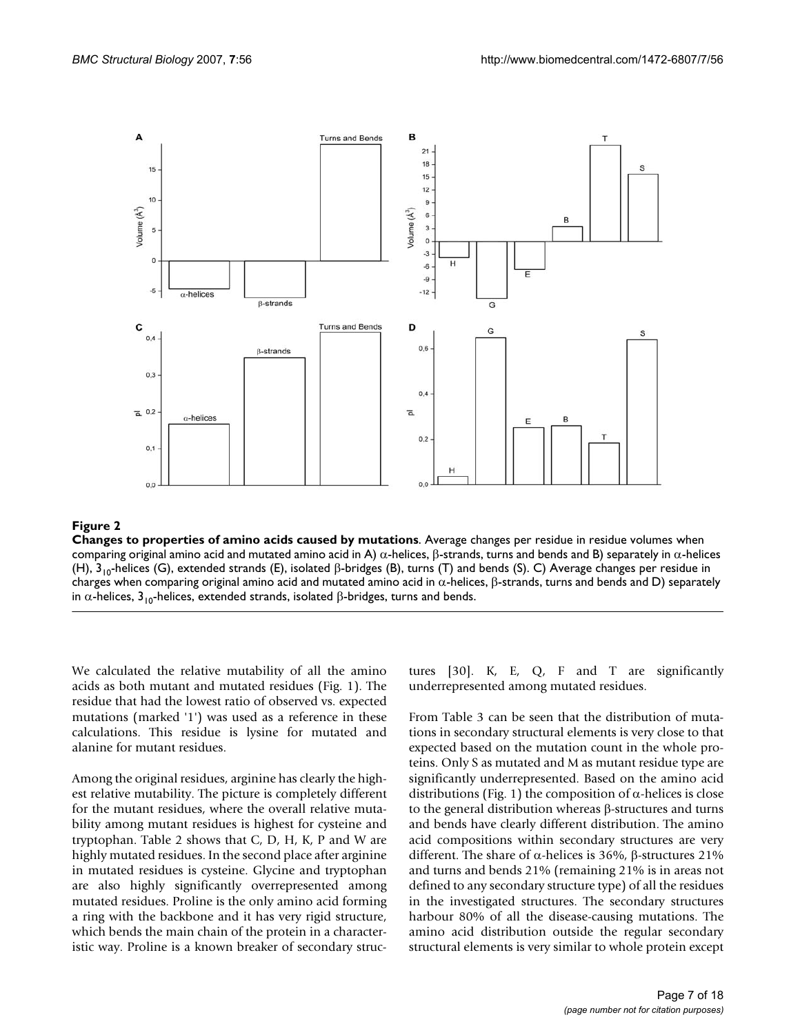**Figure 2**

**Changes to properties of amino acids caused by mutations**. Average changes per residue in residue volumes when comparing original amino acid and mutated amino acid in A) α-helices, β-strands, turns and bends and B) separately in α-helices (H), $3_{10}$-helices (G), extended strands (E), isolated β-bridges (B), turns (T) and bends (S). C) Average changes per residue in charges when comparing original amino acid and mutated amino acid in α-helices, β-strands, turns and bends and D) separately in α-helices, $3_{10}$-helices, extended strands, isolated β-bridges, turns and bends.

We calculated the relative mutability of all the amino acids as both mutant and mutated residues (Fig. 1). The residue that had the lowest ratio of observed vs. expected mutations (marked '1') was used as a reference in these calculations. This residue is lysine for mutated and alanine for mutant residues.

Among the original residues, arginine has clearly the highest relative mutability. The picture is completely different for the mutant residues, where the overall relative mutability among mutant residues is highest for cysteine and tryptophan. Table 2 shows that C, D, H, K, P and W are highly mutated residues. In the second place after arginine in mutated residues is cysteine. Glycine and tryptophan are also highly significantly overrepresented among mutated residues. Proline is the only amino acid forming a ring with the backbone and it has very rigid structure, which bends the main chain of the protein in a characteristic way. Proline is a known breaker of secondary structures [30]. K, E, Q, F and T are significantly underrepresented among mutated residues.

From Table 3 can be seen that the distribution of mutations in secondary structural elements is very close to that expected based on the mutation count in the whole proteins. Only S as mutated and M as mutant residue type are significantly underrepresented. Based on the amino acid distributions (Fig. 1) the composition of α-helices is close to the general distribution whereas β-structures and turns and bends have clearly different distribution. The amino acid compositions within secondary structures are very different. The share of α-helices is 36%, β-structures 21% and turns and bends 21% (remaining 21% is in areas not defined to any secondary structure type) of all the residues in the investigated structures. The secondary structures harbour 80% of all the disease-causing mutations. The amino acid distribution outside the regular secondary structural elements is very similar to whole protein except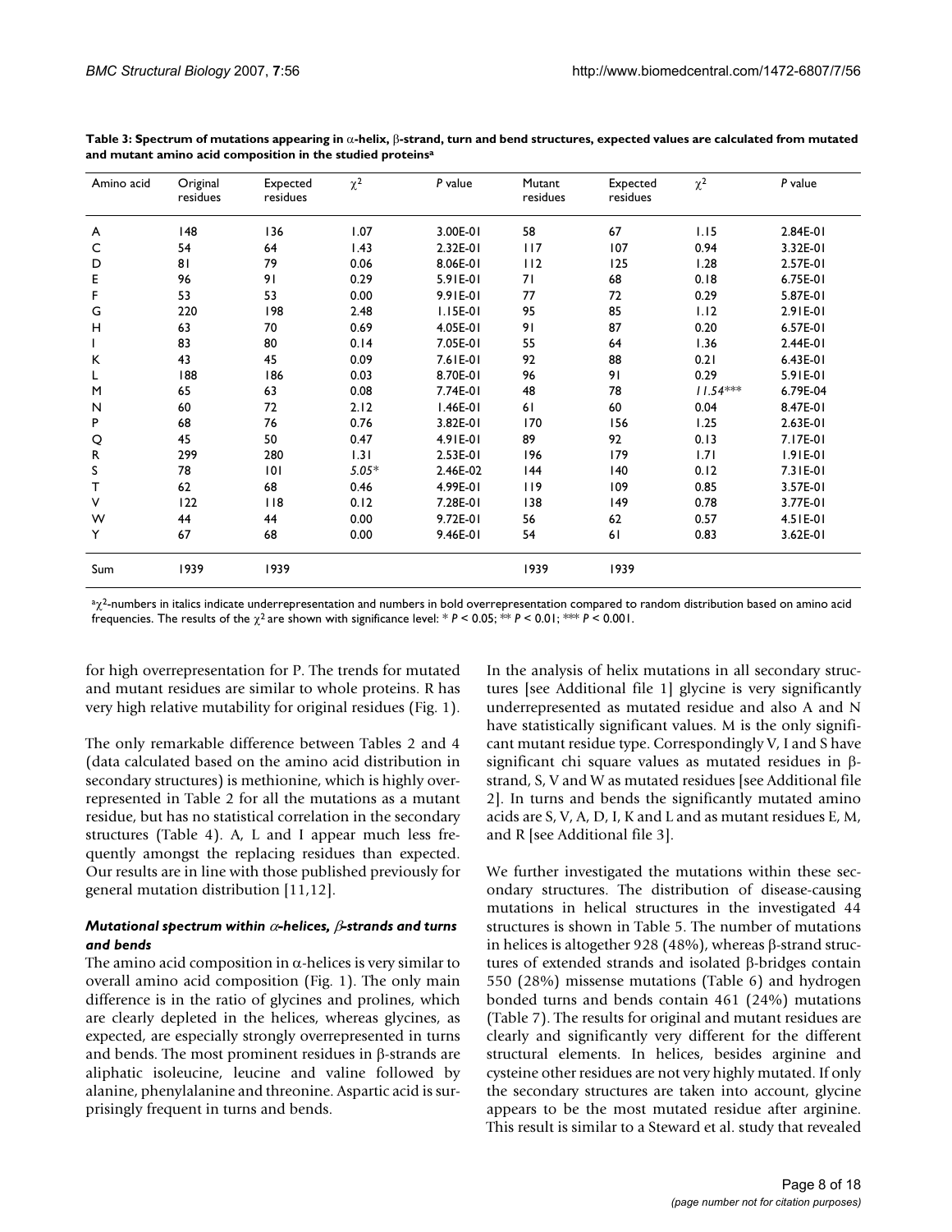**Table 3: Spectrum of mutations appearing in α-helix, β-strand, turn and bend structures, expected values are calculated from mutated and mutant amino acid composition in the studied proteins[a]**

| Amino acid | Original residues | Expected residues | $\chi^2$ | *P* value | Mutant residues | Expected residues | $\chi^2$ | *P* value |
|---|---|---|---|---|---|---|---|---|
| A | 148 | 136 | 1.07 | 3.00E-01 | 58 | 67 | 1.15 | 2.84E-01 |
| C | 54 | 64 | 1.43 | 2.32E-01 | 117 | 107 | 0.94 | 3.32E-01 |
| D | 81 | 79 | 0.06 | 8.06E-01 | 112 | 125 | 1.28 | 2.57E-01 |
| E | 96 | 91 | 0.29 | 5.91E-01 | 71 | 68 | 0.18 | 6.75E-01 |
| F | 53 | 53 | 0.00 | 9.91E-01 | 77 | 72 | 0.29 | 5.87E-01 |
| G | 220 | 198 | 2.48 | 1.15E-01 | 95 | 85 | 1.12 | 2.91E-01 |
| H | 63 | 70 | 0.69 | 4.05E-01 | 91 | 87 | 0.20 | 6.57E-01 |
| I | 83 | 80 | 0.14 | 7.05E-01 | 55 | 64 | 1.36 | 2.44E-01 |
| K | 43 | 45 | 0.09 | 7.61E-01 | 92 | 88 | 0.21 | 6.43E-01 |
| L | 188 | 186 | 0.03 | 8.70E-01 | 96 | 91 | 0.29 | 5.91E-01 |
| M | 65 | 63 | 0.08 | 7.74E-01 | 48 | 78 | *11.54**** | 6.79E-04 |
| N | 60 | 72 | 2.12 | 1.46E-01 | 61 | 60 | 0.04 | 8.47E-01 |
| P | 68 | 76 | 0.76 | 3.82E-01 | 170 | 156 | 1.25 | 2.63E-01 |
| Q | 45 | 50 | 0.47 | 4.91E-01 | 89 | 92 | 0.13 | 7.17E-01 |
| R | 299 | 280 | 1.31 | 2.53E-01 | 196 | 179 | 1.71 | 1.91E-01 |
| S | 78 | 101 | *5.05** | 2.46E-02 | 144 | 140 | 0.12 | 7.31E-01 |
| T | 62 | 68 | 0.46 | 4.99E-01 | 119 | 109 | 0.85 | 3.57E-01 |
| V | 122 | 118 | 0.12 | 7.28E-01 | 138 | 149 | 0.78 | 3.77E-01 |
| W | 44 | 44 | 0.00 | 9.72E-01 | 56 | 62 | 0.57 | 4.51E-01 |
| Y | 67 | 68 | 0.00 | 9.46E-01 | 54 | 61 | 0.83 | 3.62E-01 |
| Sum | 1939 | 1939 | | | 1939 | 1939 | | |

[a] $\chi^2$-numbers in italics indicate underrepresentation and numbers in bold overrepresentation compared to random distribution based on amino acid frequencies. The results of the $\chi^2$ are shown with significance level: * $P < 0.05$; ** $P < 0.01$; *** $P < 0.001$.

for high overrepresentation for P. The trends for mutated and mutant residues are similar to whole proteins. R has very high relative mutability for original residues (Fig. 1).

The only remarkable difference between Tables 2 and 4 (data calculated based on the amino acid distribution in secondary structures) is methionine, which is highly overrepresented in Table 2 for all the mutations as a mutant residue, but has no statistical correlation in the secondary structures (Table 4). A, L and I appear much less frequently amongst the replacing residues than expected. Our results are in line with those published previously for general mutation distribution [11,12].

### *Mutational spectrum within α-helices, β-strands and turns and bends*

The amino acid composition in α-helices is very similar to overall amino acid composition (Fig. 1). The only main difference is in the ratio of glycines and prolines, which are clearly depleted in the helices, whereas glycines, as expected, are especially strongly overrepresented in turns and bends. The most prominent residues in β-strands are aliphatic isoleucine, leucine and valine followed by alanine, phenylalanine and threonine. Aspartic acid is surprisingly frequent in turns and bends.

In the analysis of helix mutations in all secondary structures [see Additional file 1] glycine is very significantly underrepresented as mutated residue and also A and N have statistically significant values. M is the only significant mutant residue type. Correspondingly V, I and S have significant chi square values as mutated residues in β-strand, S, V and W as mutated residues [see Additional file 2]. In turns and bends the significantly mutated amino acids are S, V, A, D, I, K and L and as mutant residues E, M, and R [see Additional file 3].

We further investigated the mutations within these secondary structures. The distribution of disease-causing mutations in helical structures in the investigated 44 structures is shown in Table 5. The number of mutations in helices is altogether 928 (48%), whereas β-strand structures of extended strands and isolated β-bridges contain 550 (28%) missense mutations (Table 6) and hydrogen bonded turns and bends contain 461 (24%) mutations (Table 7). The results for original and mutant residues are clearly and significantly very different for the different structural elements. In helices, besides arginine and cysteine other residues are not very highly mutated. If only the secondary structures are taken into account, glycine appears to be the most mutated residue after arginine. This result is similar to a Steward et al. study that revealed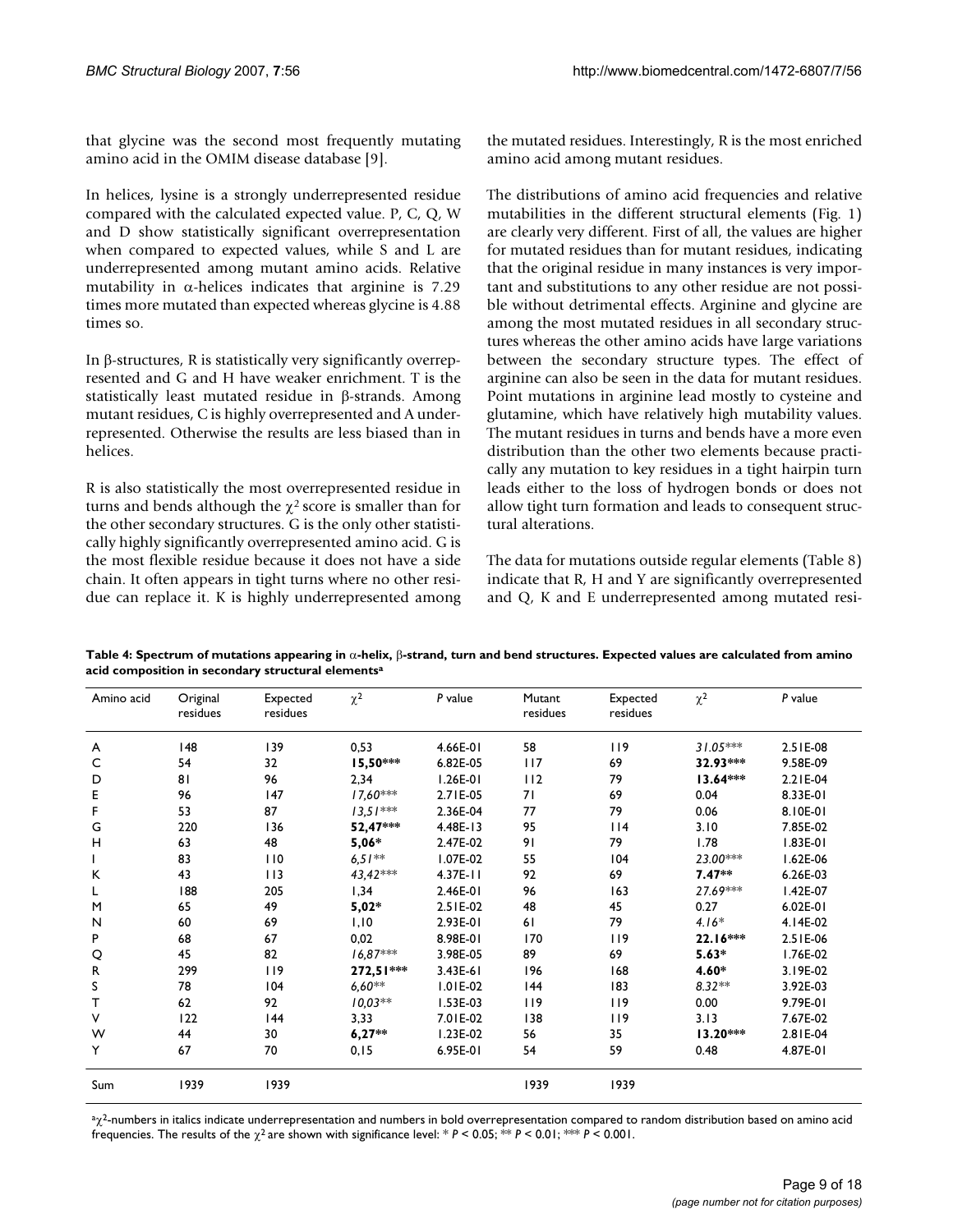that glycine was the second most frequently mutating amino acid in the OMIM disease database [9].

In helices, lysine is a strongly underrepresented residue compared with the calculated expected value. P, C, Q, W and D show statistically significant overrepresentation when compared to expected values, while S and L are underrepresented among mutant amino acids. Relative mutability in α-helices indicates that arginine is 7.29 times more mutated than expected whereas glycine is 4.88 times so.

In β-structures, R is statistically very significantly overrepresented and G and H have weaker enrichment. T is the statistically least mutated residue in β-strands. Among mutant residues, C is highly overrepresented and A underrepresented. Otherwise the results are less biased than in helices.

R is also statistically the most overrepresented residue in turns and bends although the $\chi^2$ score is smaller than for the other secondary structures. G is the only other statistically highly significantly overrepresented amino acid. G is the most flexible residue because it does not have a side chain. It often appears in tight turns where no other residue can replace it. K is highly underrepresented among the mutated residues. Interestingly, R is the most enriched amino acid among mutant residues.

The distributions of amino acid frequencies and relative mutabilities in the different structural elements (Fig. 1) are clearly very different. First of all, the values are higher for mutated residues than for mutant residues, indicating that the original residue in many instances is very important and substitutions to any other residue are not possible without detrimental effects. Arginine and glycine are among the most mutated residues in all secondary structures whereas the other amino acids have large variations between the secondary structure types. The effect of arginine can also be seen in the data for mutant residues. Point mutations in arginine lead mostly to cysteine and glutamine, which have relatively high mutability values. The mutant residues in turns and bends have a more even distribution than the other two elements because practically any mutation to key residues in a tight hairpin turn leads either to the loss of hydrogen bonds or does not allow tight turn formation and leads to consequent structural alterations.

The data for mutations outside regular elements (Table 8) indicate that R, H and Y are significantly overrepresented and Q, K and E underrepresented among mutated resi-

**Table 4: Spectrum of mutations appearing in α-helix, β-strand, turn and bend structures. Expected values are calculated from amino acid composition in secondary structural elements[a]**

| Amino acid | Original residues | Expected residues | $\chi^2$ | *P* value | Mutant residues | Expected residues | $\chi^2$ | *P* value |
|---|---|---|---|---|---|---|---|---|
| A | 148 | 139 | 0,53 | 4.66E-01 | 58 | 119 | *31.05*** | 2.51E-08 |
| C | 54 | 32 | **15,50*** | 6.82E-05 | 117 | 69 | **32.93*** | 9.58E-09 |
| D | 81 | 96 | 2,34 | 1.26E-01 | 112 | 79 | **13.64*** | 2.21E-04 |
| E | 96 | 147 | *17,60*** | 2.71E-05 | 71 | 69 | 0.04 | 8.33E-01 |
| F | 53 | 87 | *13,51*** | 2.36E-04 | 77 | 79 | 0.06 | 8.10E-01 |
| G | 220 | 136 | **52,47*** | 4.48E-13 | 95 | 114 | 3.10 | 7.85E-02 |
| H | 63 | 48 | **5,06*** | 2.47E-02 | 91 | 79 | 1.78 | 1.83E-01 |
| I | 83 | 110 | *6,51*** | 1.07E-02 | 55 | 104 | *23.00*** | 1.62E-06 |
| K | 43 | 113 | *43,42*** | 4.37E-11 | 92 | 69 | **7.47*** | 6.26E-03 |
| L | 188 | 205 | 1,34 | 2.46E-01 | 96 | 163 | *27.69*** | 1.42E-07 |
| M | 65 | 49 | **5,02*** | 2.51E-02 | 48 | 45 | 0.27 | 6.02E-01 |
| N | 60 | 69 | 1,10 | 2.93E-01 | 61 | 79 | *4.16** | 4.14E-02 |
| P | 68 | 67 | 0,02 | 8.98E-01 | 170 | 119 | **22.16*** | 2.51E-06 |
| Q | 45 | 82 | *16,87*** | 3.98E-05 | 89 | 69 | **5.63*** | 1.76E-02 |
| R | 299 | 119 | **272,51*** | 3.43E-61 | 196 | 168 | **4.60*** | 3.19E-02 |
| S | 78 | 104 | *6,60*** | 1.01E-02 | 144 | 183 | *8.32*** | 3.92E-03 |
| T | 62 | 92 | *10,03*** | 1.53E-03 | 119 | 119 | 0.00 | 9.79E-01 |
| V | 122 | 144 | 3,33 | 7.01E-02 | 138 | 119 | 3.13 | 7.67E-02 |
| W | 44 | 30 | **6,27*** | 1.23E-02 | 56 | 35 | **13.20*** | 2.81E-04 |
| Y | 67 | 70 | 0,15 | 6.95E-01 | 54 | 59 | 0.48 | 4.87E-01 |
| Sum | 1939 | 1939 | | | 1939 | 1939 | | |

[a] $\chi^2$-numbers in italics indicate underrepresentation and numbers in bold overrepresentation compared to random distribution based on amino acid frequencies. The results of the $\chi^2$ are shown with significance level: * $P < 0.05$; ** $P < 0.01$; *** $P < 0.001$.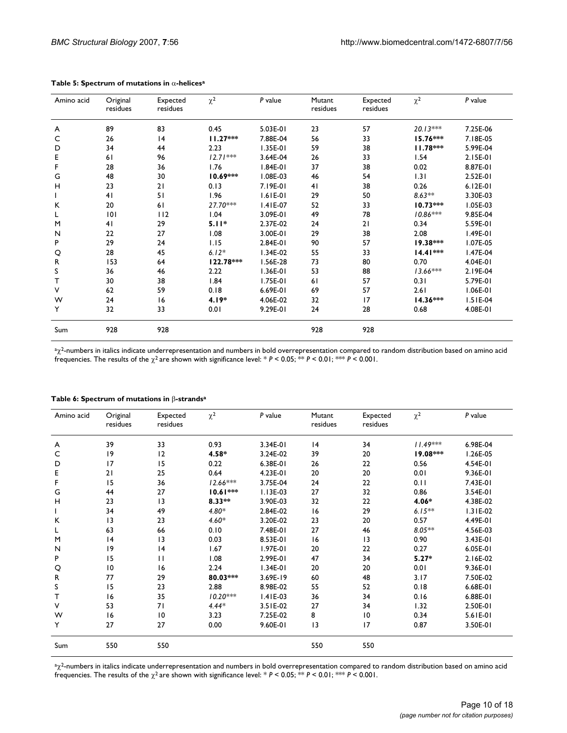**Table 5: Spectrum of mutations in α-helices[a]**

| Amino acid | Original residues | Expected residues | $\chi^2$ | *P* value | Mutant residues | Expected residues | $\chi^2$ | *P* value |
|---|---|---|---|---|---|---|---|---|
| A | 89 | 83 | 0.45 | 5.03E-01 | 23 | 57 | *20.13**** | 7.25E-06 |
| C | 26 | 14 | **11.27***** | 7.88E-04 | 56 | 33 | **15.76***** | 7.18E-05 |
| D | 34 | 44 | 2.23 | 1.35E-01 | 59 | 38 | **11.78***** | 5.99E-04 |
| E | 61 | 96 | *12.71**** | 3.64E-04 | 26 | 33 | 1.54 | 2.15E-01 |
| F | 28 | 36 | 1.76 | 1.84E-01 | 37 | 38 | 0.02 | 8.87E-01 |
| G | 48 | 30 | **10.69***** | 1.08E-03 | 46 | 54 | 1.31 | 2.52E-01 |
| H | 23 | 21 | 0.13 | 7.19E-01 | 41 | 38 | 0.26 | 6.12E-01 |
| I | 41 | 51 | 1.96 | 1.61E-01 | 29 | 50 | *8.63*** | 3.30E-03 |
| K | 20 | 61 | *27.70**** | 1.41E-07 | 52 | 33 | **10.73***** | 1.05E-03 |
| L | 101 | 112 | 1.04 | 3.09E-01 | 49 | 78 | *10.86**** | 9.85E-04 |
| M | 41 | 29 | **5.11*** | 2.37E-02 | 24 | 21 | 0.34 | 5.59E-01 |
| N | 22 | 27 | 1.08 | 3.00E-01 | 29 | 38 | 2.08 | 1.49E-01 |
| P | 29 | 24 | 1.15 | 2.84E-01 | 90 | 57 | **19.38***** | 1.07E-05 |
| Q | 28 | 45 | *6.12** | 1.34E-02 | 55 | 33 | **14.41***** | 1.47E-04 |
| R | 153 | 64 | **122.78***** | 1.56E-28 | 73 | 80 | 0.70 | 4.04E-01 |
| S | 36 | 46 | 2.22 | 1.36E-01 | 53 | 88 | *13.66**** | 2.19E-04 |
| T | 30 | 38 | 1.84 | 1.75E-01 | 61 | 57 | 0.31 | 5.79E-01 |
| V | 62 | 59 | 0.18 | 6.69E-01 | 69 | 57 | 2.61 | 1.06E-01 |
| W | 24 | 16 | **4.19*** | 4.06E-02 | 32 | 17 | **14.36***** | 1.51E-04 |
| Y | 32 | 33 | 0.01 | 9.29E-01 | 24 | 28 | 0.68 | 4.08E-01 |
| Sum | 928 | 928 | | | 928 | 928 | | |

[a] $\chi^2$-numbers in italics indicate underrepresentation and numbers in bold overrepresentation compared to random distribution based on amino acid frequencies. The results of the $\chi^2$ are shown with significance level: * $P < 0.05$; ** $P < 0.01$; *** $P < 0.001$.

**Table 6: Spectrum of mutations in β-strands[a]**

| Amino acid | Original residues | Expected residues | $\chi^2$ | *P* value | Mutant residues | Expected residues | $\chi^2$ | *P* value |
|---|---|---|---|---|---|---|---|---|
| A | 39 | 33 | 0.93 | 3.34E-01 | 14 | 34 | *11.49**** | 6.98E-04 |
| C | 19 | 12 | **4.58*** | 3.24E-02 | 39 | 20 | **19.08***** | 1.26E-05 |
| D | 17 | 15 | 0.22 | 6.38E-01 | 26 | 22 | 0.56 | 4.54E-01 |
| E | 21 | 25 | 0.64 | 4.23E-01 | 20 | 20 | 0.01 | 9.36E-01 |
| F | 15 | 36 | *12.66**** | 3.75E-04 | 24 | 22 | 0.11 | 7.43E-01 |
| G | 44 | 27 | **10.61***** | 1.13E-03 | 27 | 32 | 0.86 | 3.54E-01 |
| H | 23 | 13 | **8.33**** | 3.90E-03 | 32 | 22 | **4.06*** | 4.38E-02 |
| I | 34 | 49 | *4.80** | 2.84E-02 | 16 | 29 | *6.15*** | 1.31E-02 |
| K | 13 | 23 | *4.60** | 3.20E-02 | 23 | 20 | 0.57 | 4.49E-01 |
| L | 63 | 66 | 0.10 | 7.48E-01 | 27 | 46 | *8.05*** | 4.56E-03 |
| M | 14 | 13 | 0.03 | 8.53E-01 | 16 | 13 | 0.90 | 3.43E-01 |
| N | 19 | 14 | 1.67 | 1.97E-01 | 20 | 22 | 0.27 | 6.05E-01 |
| P | 15 | 11 | 1.08 | 2.99E-01 | 47 | 34 | **5.27*** | 2.16E-02 |
| Q | 10 | 16 | 2.24 | 1.34E-01 | 20 | 20 | 0.01 | 9.36E-01 |
| R | 77 | 29 | **80.03***** | 3.69E-19 | 60 | 48 | 3.17 | 7.50E-02 |
| S | 15 | 23 | 2.88 | 8.98E-02 | 55 | 52 | 0.18 | 6.68E-01 |
| T | 16 | 35 | *10.20**** | 1.41E-03 | 36 | 34 | 0.16 | 6.88E-01 |
| V | 53 | 71 | *4.44** | 3.51E-02 | 27 | 34 | 1.32 | 2.50E-01 |
| W | 16 | 10 | 3.23 | 7.25E-02 | 8 | 10 | 0.34 | 5.61E-01 |
| Y | 27 | 27 | 0.00 | 9.60E-01 | 13 | 17 | 0.87 | 3.50E-01 |
| Sum | 550 | 550 | | | 550 | 550 | | |

[a] $\chi^2$-numbers in italics indicate underrepresentation and numbers in bold overrepresentation compared to random distribution based on amino acid frequencies. The results of the $\chi^2$ are shown with significance level: * $P < 0.05$; ** $P < 0.01$; *** $P < 0.001$.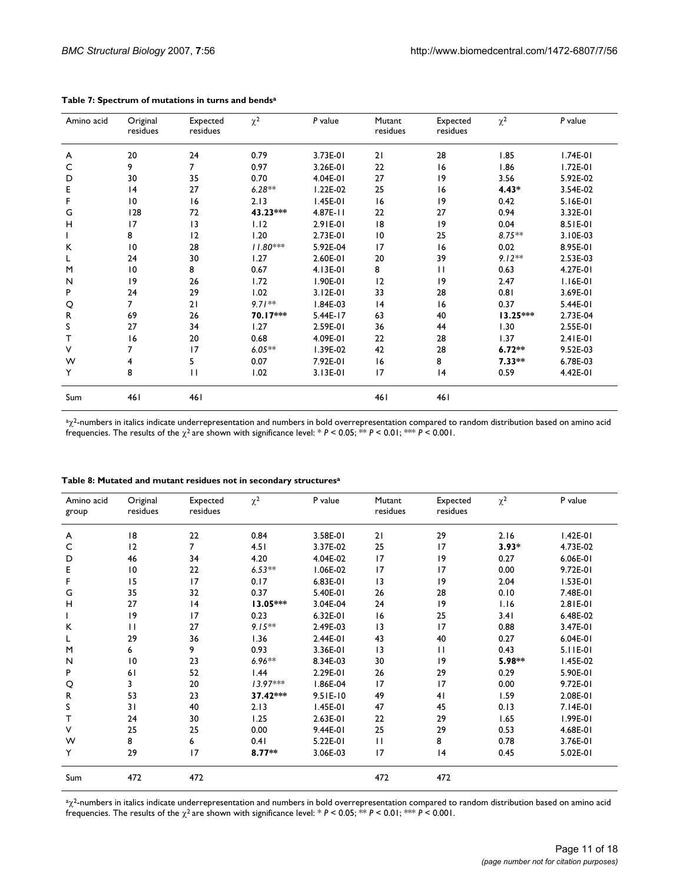**Table 7: Spectrum of mutations in turns and bends[a]**

| Amino acid | Original residues | Expected residues | $\chi^2$ | *P* value | Mutant residues | Expected residues | $\chi^2$ | *P* value |
|---|---|---|---|---|---|---|---|---|
| A | 20 | 24 | 0.79 | 3.73E-01 | 21 | 28 | 1.85 | 1.74E-01 |
| C | 9 | 7 | 0.97 | 3.26E-01 | 22 | 16 | 1.86 | 1.72E-01 |
| D | 30 | 35 | 0.70 | 4.04E-01 | 27 | 19 | 3.56 | 5.92E-02 |
| E | 14 | 27 | *6.28*** | 1.22E-02 | 25 | 16 | **4.43*** | 3.54E-02 |
| F | 10 | 16 | 2.13 | 1.45E-01 | 16 | 19 | 0.42 | 5.16E-01 |
| G | 128 | 72 | **43.23***** | 4.87E-11 | 22 | 27 | 0.94 | 3.32E-01 |
| H | 17 | 13 | 1.12 | 2.91E-01 | 18 | 19 | 0.04 | 8.51E-01 |
| I | 8 | 12 | 1.20 | 2.73E-01 | 10 | 25 | *8.75*** | 3.10E-03 |
| K | 10 | 28 | *11.80**** | 5.92E-04 | 17 | 16 | 0.02 | 8.95E-01 |
| L | 24 | 30 | 1.27 | 2.60E-01 | 20 | 39 | *9.12*** | 2.53E-03 |
| M | 10 | 8 | 0.67 | 4.13E-01 | 8 | 11 | 0.63 | 4.27E-01 |
| N | 19 | 26 | 1.72 | 1.90E-01 | 12 | 19 | 2.47 | 1.16E-01 |
| P | 24 | 29 | 1.02 | 3.12E-01 | 33 | 28 | 0.81 | 3.69E-01 |
| Q | 7 | 21 | *9.71*** | 1.84E-03 | 14 | 16 | 0.37 | 5.44E-01 |
| R | 69 | 26 | **70.17***** | 5.44E-17 | 63 | 40 | **13.25***** | 2.73E-04 |
| S | 27 | 34 | 1.27 | 2.59E-01 | 36 | 44 | 1.30 | 2.55E-01 |
| T | 16 | 20 | 0.68 | 4.09E-01 | 22 | 28 | 1.37 | 2.41E-01 |
| V | 7 | 17 | *6.05*** | 1.39E-02 | 42 | 28 | **6.72**** | 9.52E-03 |
| W | 4 | 5 | 0.07 | 7.92E-01 | 16 | 8 | **7.33**** | 6.78E-03 |
| Y | 8 | 11 | 1.02 | 3.13E-01 | 17 | 14 | 0.59 | 4.42E-01 |
| Sum | 461 | 461 | | | 461 | 461 | | |

[a] $\chi^2$-numbers in italics indicate underrepresentation and numbers in bold overrepresentation compared to random distribution based on amino acid frequencies. The results of the $\chi^2$ are shown with significance level: * $P < 0.05$; ** $P < 0.01$; *** $P < 0.001$.

**Table 8: Mutated and mutant residues not in secondary structures[a]**

| Amino acid group | Original residues | Expected residues | $\chi^2$ | P value | Mutant residues | Expected residues | $\chi^2$ | P value |
|---|---|---|---|---|---|---|---|---|
| A | 18 | 22 | 0.84 | 3.58E-01 | 21 | 29 | 2.16 | 1.42E-01 |
| C | 12 | 7 | 4.51 | 3.37E-02 | 25 | 17 | **3.93*** | 4.73E-02 |
| D | 46 | 34 | 4.20 | 4.04E-02 | 17 | 19 | 0.27 | 6.06E-01 |
| E | 10 | 22 | *6.53*** | 1.06E-02 | 17 | 17 | 0.00 | 9.72E-01 |
| F | 15 | 17 | 0.17 | 6.83E-01 | 13 | 19 | 2.04 | 1.53E-01 |
| G | 35 | 32 | 0.37 | 5.40E-01 | 26 | 28 | 0.10 | 7.48E-01 |
| H | 27 | 14 | **13.05***** | 3.04E-04 | 24 | 19 | 1.16 | 2.81E-01 |
| I | 19 | 17 | 0.23 | 6.32E-01 | 16 | 25 | 3.41 | 6.48E-02 |
| K | 11 | 27 | *9.15*** | 2.49E-03 | 13 | 17 | 0.88 | 3.47E-01 |
| L | 29 | 36 | 1.36 | 2.44E-01 | 43 | 40 | 0.27 | 6.04E-01 |
| M | 6 | 9 | 0.93 | 3.36E-01 | 13 | 11 | 0.43 | 5.11E-01 |
| N | 10 | 23 | *6.96*** | 8.34E-03 | 30 | 19 | **5.98**** | 1.45E-02 |
| P | 61 | 52 | 1.44 | 2.29E-01 | 26 | 29 | 0.29 | 5.90E-01 |
| Q | 3 | 20 | *13.97**** | 1.86E-04 | 17 | 17 | 0.00 | 9.72E-01 |
| R | 53 | 23 | **37.42***** | 9.51E-10 | 49 | 41 | 1.59 | 2.08E-01 |
| S | 31 | 40 | 2.13 | 1.45E-01 | 47 | 45 | 0.13 | 7.14E-01 |
| T | 24 | 30 | 1.25 | 2.63E-01 | 22 | 29 | 1.65 | 1.99E-01 |
| V | 25 | 25 | 0.00 | 9.44E-01 | 25 | 29 | 0.53 | 4.68E-01 |
| W | 8 | 6 | 0.41 | 5.22E-01 | 11 | 8 | 0.78 | 3.76E-01 |
| Y | 29 | 17 | **8.77**** | 3.06E-03 | 17 | 14 | 0.45 | 5.02E-01 |
| Sum | 472 | 472 | | | 472 | 472 | | |

[a] $\chi^2$-numbers in italics indicate underrepresentation and numbers in bold overrepresentation compared to random distribution based on amino acid frequencies. The results of the $\chi^2$ are shown with significance level: * $P < 0.05$; ** $P < 0.01$; *** $P < 0.001$.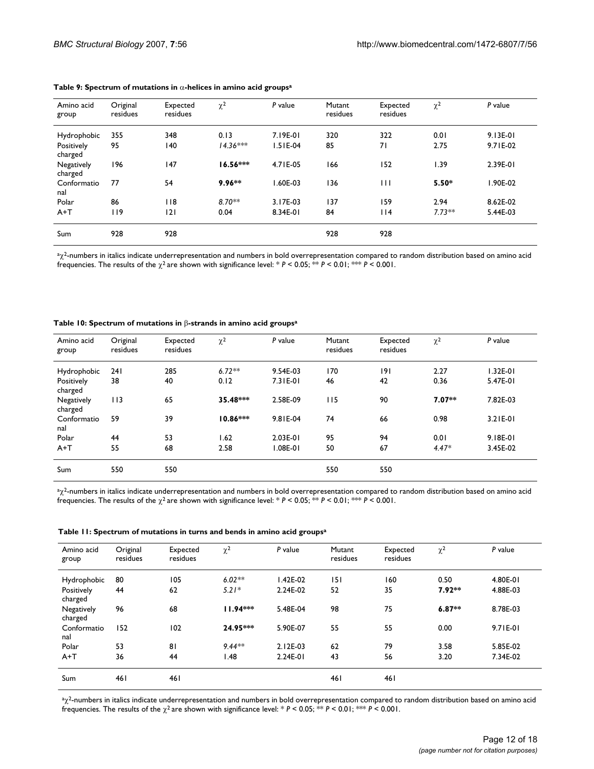**Table 9: Spectrum of mutations in α-helices in amino acid groups[a]**

| Amino acid group | Original residues | Expected residues | $\chi^2$ | *P* value | Mutant residues | Expected residues | $\chi^2$ | *P* value |
|---|---|---|---|---|---|---|---|---|
| Hydrophobic | 355 | 348 | 0.13 | 7.19E-01 | 320 | 322 | 0.01 | 9.13E-01 |
| Positively charged | 95 | 140 | *14.36\*\*\** | 1.51E-04 | 85 | 71 | 2.75 | 9.71E-02 |
| Negatively charged | 196 | 147 | **16.56\*\*\*** | 4.71E-05 | 166 | 152 | 1.39 | 2.39E-01 |
| Conformational | 77 | 54 | **9.96\*\*** | 1.60E-03 | 136 | 111 | **5.50\*** | 1.90E-02 |
| Polar | 86 | 118 | *8.70\*\** | 3.17E-03 | 137 | 159 | 2.94 | 8.62E-02 |
| A+T | 119 | 121 | 0.04 | 8.34E-01 | 84 | 114 | *7.73\*\** | 5.44E-03 |
| Sum | 928 | 928 | | | 928 | 928 | | |

[a]$\chi^2$-numbers in italics indicate underrepresentation and numbers in bold overrepresentation compared to random distribution based on amino acid frequencies. The results of the $\chi^2$ are shown with significance level: * $P < 0.05$; ** $P < 0.01$; *** $P < 0.001$.

**Table 10: Spectrum of mutations in β-strands in amino acid groups[a]**

| Amino acid group | Original residues | Expected residues | $\chi^2$ | *P* value | Mutant residues | Expected residues | $\chi^2$ | *P* value |
|---|---|---|---|---|---|---|---|---|
| Hydrophobic | 241 | 285 | *6.72\*\** | 9.54E-03 | 170 | 191 | 2.27 | 1.32E-01 |
| Positively charged | 38 | 40 | 0.12 | 7.31E-01 | 46 | 42 | 0.36 | 5.47E-01 |
| Negatively charged | 113 | 65 | **35.48\*\*\*** | 2.58E-09 | 115 | 90 | **7.07\*\*** | 7.82E-03 |
| Conformational | 59 | 39 | **10.86\*\*\*** | 9.81E-04 | 74 | 66 | 0.98 | 3.21E-01 |
| Polar | 44 | 53 | 1.62 | 2.03E-01 | 95 | 94 | 0.01 | 9.18E-01 |
| A+T | 55 | 68 | 2.58 | 1.08E-01 | 50 | 67 | *4.47\** | 3.45E-02 |
| Sum | 550 | 550 | | | 550 | 550 | | |

[a]$\chi^2$-numbers in italics indicate underrepresentation and numbers in bold overrepresentation compared to random distribution based on amino acid frequencies. The results of the $\chi^2$ are shown with significance level: * $P < 0.05$; ** $P < 0.01$; *** $P < 0.001$.

**Table 11: Spectrum of mutations in turns and bends in amino acid groups[a]**

| Amino acid group | Original residues | Expected residues | $\chi^2$ | *P* value | Mutant residues | Expected residues | $\chi^2$ | *P* value |
|---|---|---|---|---|---|---|---|---|
| Hydrophobic | 80 | 105 | *6.02\*\** | 1.42E-02 | 151 | 160 | 0.50 | 4.80E-01 |
| Positively charged | 44 | 62 | *5.21\** | 2.24E-02 | 52 | 35 | **7.92\*\*** | 4.88E-03 |
| Negatively charged | 96 | 68 | **11.94\*\*\*** | 5.48E-04 | 98 | 75 | **6.87\*\*** | 8.78E-03 |
| Conformational | 152 | 102 | **24.95\*\*\*** | 5.90E-07 | 55 | 55 | 0.00 | 9.71E-01 |
| Polar | 53 | 81 | *9.44\*\** | 2.12E-03 | 62 | 79 | 3.58 | 5.85E-02 |
| A+T | 36 | 44 | 1.48 | 2.24E-01 | 43 | 56 | 3.20 | 7.34E-02 |
| Sum | 461 | 461 | | | 461 | 461 | | |

[a]$\chi^2$-numbers in italics indicate underrepresentation and numbers in bold overrepresentation compared to random distribution based on amino acid frequencies. The results of the $\chi^2$ are shown with significance level: * $P < 0.05$; ** $P < 0.01$; *** $P < 0.001$.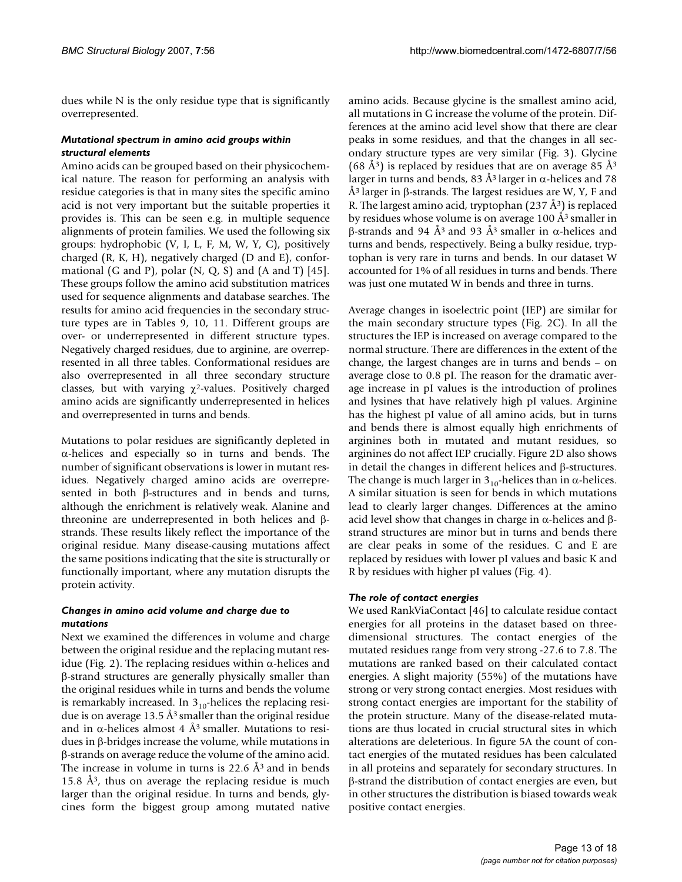dues while N is the only residue type that is significantly overrepresented.

### *Mutational spectrum in amino acid groups within structural elements*

Amino acids can be grouped based on their physicochemical nature. The reason for performing an analysis with residue categories is that in many sites the specific amino acid is not very important but the suitable properties it provides is. This can be seen e.g. in multiple sequence alignments of protein families. We used the following six groups: hydrophobic (V, I, L, F, M, W, Y, C), positively charged (R, K, H), negatively charged (D and E), conformational (G and P), polar (N, Q, S) and (A and T) [45]. These groups follow the amino acid substitution matrices used for sequence alignments and database searches. The results for amino acid frequencies in the secondary structure types are in Tables 9, 10, 11. Different groups are over- or underrepresented in different structure types. Negatively charged residues, due to arginine, are overrepresented in all three tables. Conformational residues are also overrepresented in all three secondary structure classes, but with varying $\chi^2$-values. Positively charged amino acids are significantly underrepresented in helices and overrepresented in turns and bends.

Mutations to polar residues are significantly depleted in α-helices and especially so in turns and bends. The number of significant observations is lower in mutant residues. Negatively charged amino acids are overrepresented in both β-structures and in bends and turns, although the enrichment is relatively weak. Alanine and threonine are underrepresented in both helices and β-strands. These results likely reflect the importance of the original residue. Many disease-causing mutations affect the same positions indicating that the site is structurally or functionally important, where any mutation disrupts the protein activity.

### *Changes in amino acid volume and charge due to mutations*

Next we examined the differences in volume and charge between the original residue and the replacing mutant residue (Fig. 2). The replacing residues within α-helices and β-strand structures are generally physically smaller than the original residues while in turns and bends the volume is remarkably increased. In $3_{10}$-helices the replacing residue is on average 13.5 Å$^3$ smaller than the original residue and in α-helices almost 4 Å$^3$ smaller. Mutations to residues in β-bridges increase the volume, while mutations in β-strands on average reduce the volume of the amino acid. The increase in volume in turns is 22.6 Å$^3$ and in bends 15.8 Å$^3$, thus on average the replacing residue is much larger than the original residue. In turns and bends, glycines form the biggest group among mutated native amino acids. Because glycine is the smallest amino acid, all mutations in G increase the volume of the protein. Differences at the amino acid level show that there are clear peaks in some residues, and that the changes in all secondary structure types are very similar (Fig. 3). Glycine (68 Å$^3$) is replaced by residues that are on average 85 Å$^3$ larger in turns and bends, 83 Å$^3$ larger in α-helices and 78 Å$^3$ larger in β-strands. The largest residues are W, Y, F and R. The largest amino acid, tryptophan (237 Å$^3$) is replaced by residues whose volume is on average 100 Å$^3$ smaller in β-strands and 94 Å$^3$ and 93 Å$^3$ smaller in α-helices and turns and bends, respectively. Being a bulky residue, tryptophan is very rare in turns and bends. In our dataset W accounted for 1% of all residues in turns and bends. There was just one mutated W in bends and three in turns.

Average changes in isoelectric point (IEP) are similar for the main secondary structure types (Fig. 2C). In all the structures the IEP is increased on average compared to the normal structure. There are differences in the extent of the change, the largest changes are in turns and bends – on average close to 0.8 pI. The reason for the dramatic average increase in pI values is the introduction of prolines and lysines that have relatively high pI values. Arginine has the highest pI value of all amino acids, but in turns and bends there is almost equally high enrichments of arginines both in mutated and mutant residues, so arginines do not affect IEP crucially. Figure 2D also shows in detail the changes in different helices and β-structures. The change is much larger in $3_{10}$-helices than in α-helices. A similar situation is seen for bends in which mutations lead to clearly larger changes. Differences at the amino acid level show that changes in charge in α-helices and β-strand structures are minor but in turns and bends there are clear peaks in some of the residues. C and E are replaced by residues with lower pI values and basic K and R by residues with higher pI values (Fig. 4).

### *The role of contact energies*

We used RankViaContact [46] to calculate residue contact energies for all proteins in the dataset based on three-dimensional structures. The contact energies of the mutated residues range from very strong -27.6 to 7.8. The mutations are ranked based on their calculated contact energies. A slight majority (55%) of the mutations have strong or very strong contact energies. Most residues with strong contact energies are important for the stability of the protein structure. Many of the disease-related mutations are thus located in crucial structural sites in which alterations are deleterious. In figure 5A the count of contact energies of the mutated residues has been calculated in all proteins and separately for secondary structures. In β-strand the distribution of contact energies are even, but in other structures the distribution is biased towards weak positive contact energies.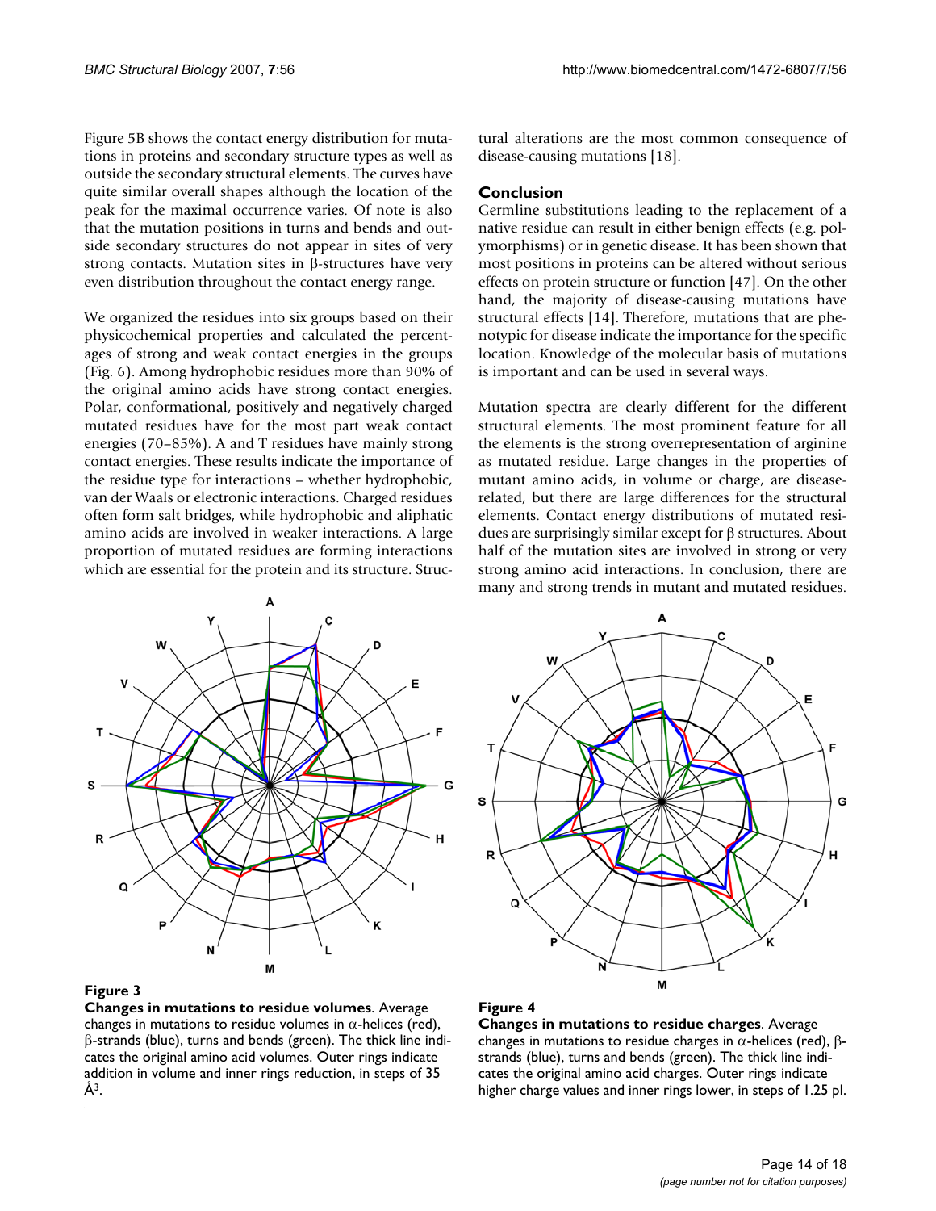Figure 5B shows the contact energy distribution for mutations in proteins and secondary structure types as well as outside the secondary structural elements. The curves have quite similar overall shapes although the location of the peak for the maximal occurrence varies. Of note is also that the mutation positions in turns and bends and outside secondary structures do not appear in sites of very strong contacts. Mutation sites in β-structures have very even distribution throughout the contact energy range.

We organized the residues into six groups based on their physicochemical properties and calculated the percentages of strong and weak contact energies in the groups (Fig. 6). Among hydrophobic residues more than 90% of the original amino acids have strong contact energies. Polar, conformational, positively and negatively charged mutated residues have for the most part weak contact energies (70–85%). A and T residues have mainly strong contact energies. These results indicate the importance of the residue type for interactions – whether hydrophobic, van der Waals or electronic interactions. Charged residues often form salt bridges, while hydrophobic and aliphatic amino acids are involved in weaker interactions. A large proportion of mutated residues are forming interactions which are essential for the protein and its structure. Structural alterations are the most common consequence of disease-causing mutations [18].

## Conclusion

Germline substitutions leading to the replacement of a native residue can result in either benign effects (e.g. polymorphisms) or in genetic disease. It has been shown that most positions in proteins can be altered without serious effects on protein structure or function [47]. On the other hand, the majority of disease-causing mutations have structural effects [14]. Therefore, mutations that are phenotypic for disease indicate the importance for the specific location. Knowledge of the molecular basis of mutations is important and can be used in several ways.

Mutation spectra are clearly different for the different structural elements. The most prominent feature for all the elements is the strong overrepresentation of arginine as mutated residue. Large changes in the properties of mutant amino acids, in volume or charge, are disease-related, but there are large differences for the structural elements. Contact energy distributions of mutated residues are surprisingly similar except for β structures. About half of the mutation sites are involved in strong or very strong amino acid interactions. In conclusion, there are many and strong trends in mutant and mutated residues.

**Figure 3**

**Changes in mutations to residue volumes**. Average changes in mutations to residue volumes in α-helices (red), β-strands (blue), turns and bends (green). The thick line indicates the original amino acid volumes. Outer rings indicate addition in volume and inner rings reduction, in steps of 35 $Å^3$.

**Figure 4**

**Changes in mutations to residue charges**. Average changes in mutations to residue charges in α-helices (red), β-strands (blue), turns and bends (green). The thick line indicates the original amino acid charges. Outer rings indicate higher charge values and inner rings lower, in steps of 1.25 pI.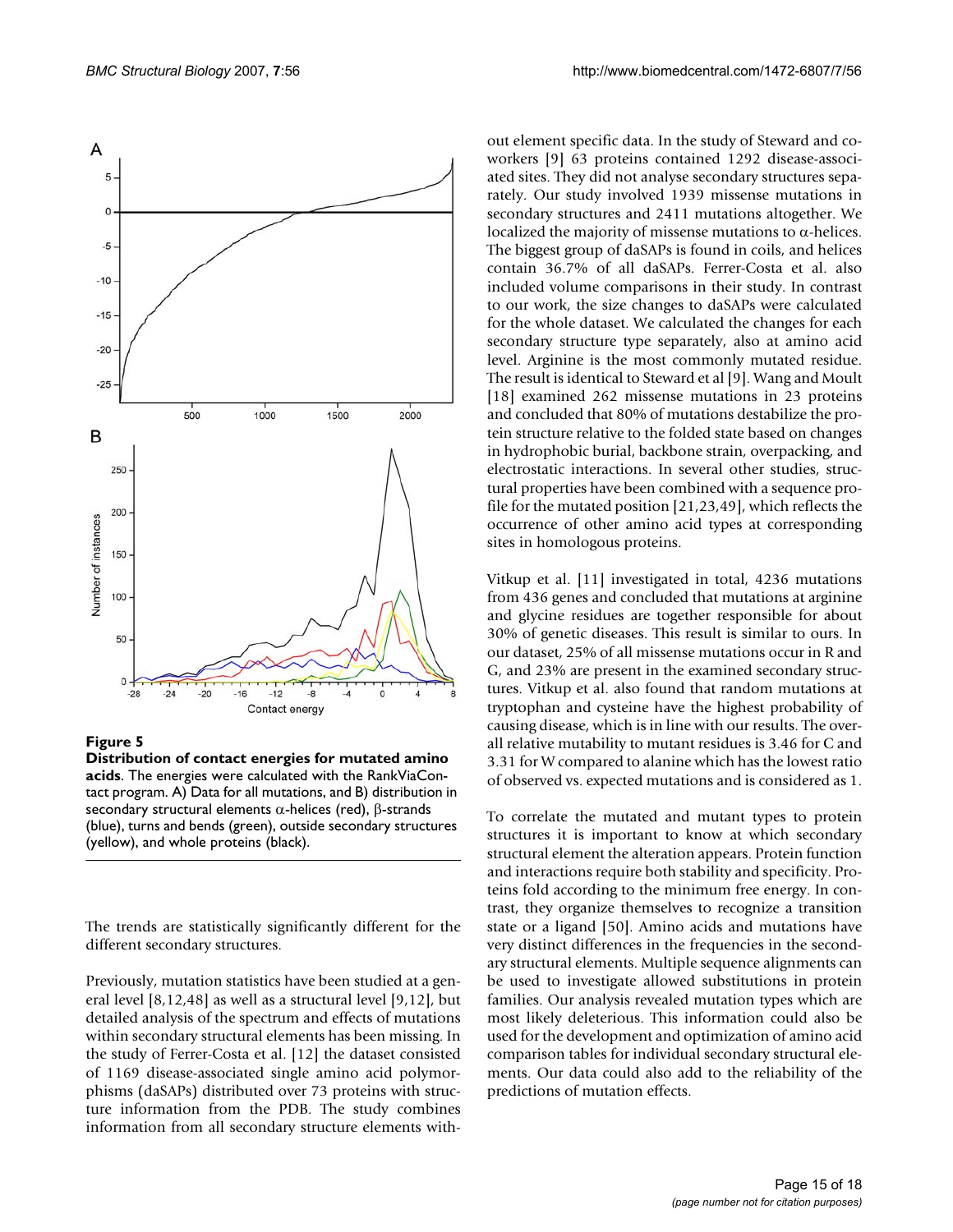**Figure 5**
**Distribution of contact energies for mutated amino acids**. The energies were calculated with the RankViaContact program. A) Data for all mutations, and B) distribution in secondary structural elements α-helices (red), β-strands (blue), turns and bends (green), outside secondary structures (yellow), and whole proteins (black).

The trends are statistically significantly different for the different secondary structures.

Previously, mutation statistics have been studied at a general level [8,12,48] as well as a structural level [9,12], but detailed analysis of the spectrum and effects of mutations within secondary structural elements has been missing. In the study of Ferrer-Costa et al. [12] the dataset consisted of 1169 disease-associated single amino acid polymorphisms (daSAPs) distributed over 73 proteins with structure information from the PDB. The study combines information from all secondary structure elements without element specific data. In the study of Steward and coworkers [9] 63 proteins contained 1292 disease-associated sites. They did not analyse secondary structures separately. Our study involved 1939 missense mutations in secondary structures and 2411 mutations altogether. We localized the majority of missense mutations to α-helices. The biggest group of daSAPs is found in coils, and helices contain 36.7% of all daSAPs. Ferrer-Costa et al. also included volume comparisons in their study. In contrast to our work, the size changes to daSAPs were calculated for the whole dataset. We calculated the changes for each secondary structure type separately, also at amino acid level. Arginine is the most commonly mutated residue. The result is identical to Steward et al [9]. Wang and Moult [18] examined 262 missense mutations in 23 proteins and concluded that 80% of mutations destabilize the protein structure relative to the folded state based on changes in hydrophobic burial, backbone strain, overpacking, and electrostatic interactions. In several other studies, structural properties have been combined with a sequence profile for the mutated position [21,23,49], which reflects the occurrence of other amino acid types at corresponding sites in homologous proteins.

Vitkup et al. [11] investigated in total, 4236 mutations from 436 genes and concluded that mutations at arginine and glycine residues are together responsible for about 30% of genetic diseases. This result is similar to ours. In our dataset, 25% of all missense mutations occur in R and G, and 23% are present in the examined secondary structures. Vitkup et al. also found that random mutations at tryptophan and cysteine have the highest probability of causing disease, which is in line with our results. The overall relative mutability to mutant residues is 3.46 for C and 3.31 for W compared to alanine which has the lowest ratio of observed vs. expected mutations and is considered as 1.

To correlate the mutated and mutant types to protein structures it is important to know at which secondary structural element the alteration appears. Protein function and interactions require both stability and specificity. Proteins fold according to the minimum free energy. In contrast, they organize themselves to recognize a transition state or a ligand [50]. Amino acids and mutations have very distinct differences in the frequencies in the secondary structural elements. Multiple sequence alignments can be used to investigate allowed substitutions in protein families. Our analysis revealed mutation types which are most likely deleterious. This information could also be used for the development and optimization of amino acid comparison tables for individual secondary structural elements. Our data could also add to the reliability of the predictions of mutation effects.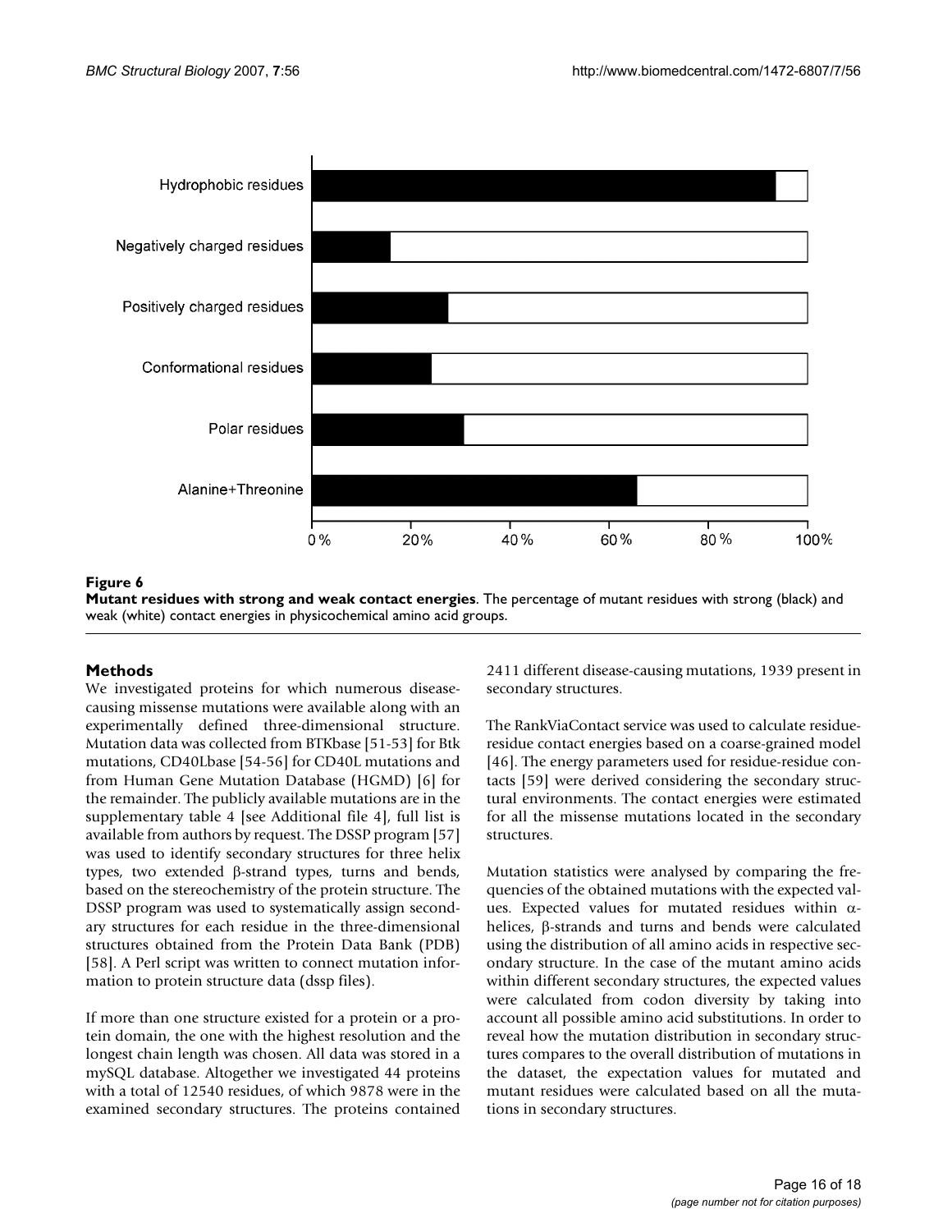**Figure 6**

**Mutant residues with strong and weak contact energies**. The percentage of mutant residues with strong (black) and weak (white) contact energies in physicochemical amino acid groups.

## Methods

We investigated proteins for which numerous disease-causing missense mutations were available along with an experimentally defined three-dimensional structure. Mutation data was collected from BTKbase [51-53] for Btk mutations, CD40Lbase [54-56] for CD40L mutations and from Human Gene Mutation Database (HGMD) [6] for the remainder. The publicly available mutations are in the supplementary table 4 [see Additional file 4], full list is available from authors by request. The DSSP program [57] was used to identify secondary structures for three helix types, two extended β-strand types, turns and bends, based on the stereochemistry of the protein structure. The DSSP program was used to systematically assign secondary structures for each residue in the three-dimensional structures obtained from the Protein Data Bank (PDB) [58]. A Perl script was written to connect mutation information to protein structure data (dssp files).

If more than one structure existed for a protein or a protein domain, the one with the highest resolution and the longest chain length was chosen. All data was stored in a mySQL database. Altogether we investigated 44 proteins with a total of 12540 residues, of which 9878 were in the examined secondary structures. The proteins contained 2411 different disease-causing mutations, 1939 present in secondary structures.

The RankViaContact service was used to calculate residue-residue contact energies based on a coarse-grained model [46]. The energy parameters used for residue-residue contacts [59] were derived considering the secondary structural environments. The contact energies were estimated for all the missense mutations located in the secondary structures.

Mutation statistics were analysed by comparing the frequencies of the obtained mutations with the expected values. Expected values for mutated residues within α-helices, β-strands and turns and bends were calculated using the distribution of all amino acids in respective secondary structure. In the case of the mutant amino acids within different secondary structures, the expected values were calculated from codon diversity by taking into account all possible amino acid substitutions. In order to reveal how the mutation distribution in secondary structures compares to the overall distribution of mutations in the dataset, the expectation values for mutated and mutant residues were calculated based on all the mutations in secondary structures.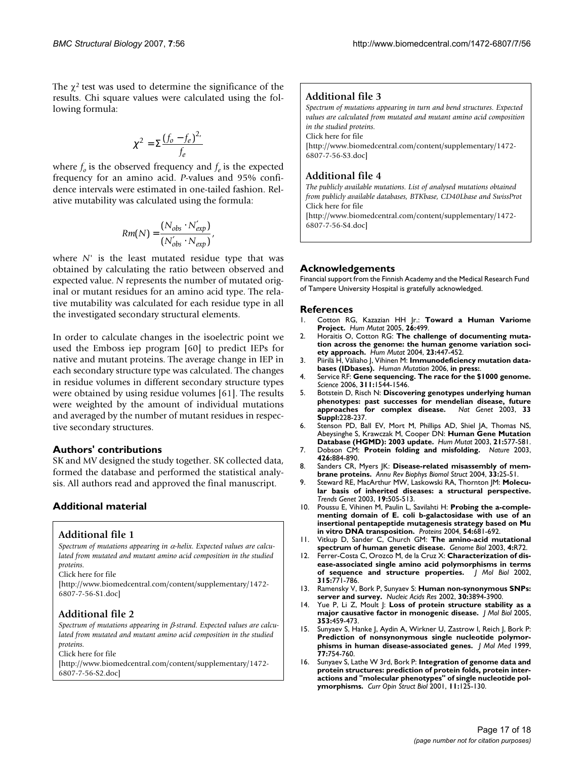The $\chi^2$ test was used to determine the significance of the results. Chi square values were calculated using the following formula:

$$\chi^2 = \Sigma \frac{(f_o - f_e)^2}{f_e},$$

where $f_o$ is the observed frequency and $f_e$ is the expected frequency for an amino acid. *P*-values and 95% confidence intervals were estimated in one-tailed fashion. Relative mutability was calculated using the formula:

$$Rm(N) = \frac{(N_{obs} \cdot N'_{exp})}{(N'_{obs} \cdot N_{exp})},$$

where *N'* is the least mutated residue type that was obtained by calculating the ratio between observed and expected value. *N* represents the number of mutated original or mutant residues for an amino acid type. The relative mutability was calculated for each residue type in all the investigated secondary structural elements.

In order to calculate changes in the isoelectric point we used the Emboss iep program [60] to predict IEPs for native and mutant proteins. The average change in IEP in each secondary structure type was calculated. The changes in residue volumes in different secondary structure types were obtained by using residue volumes [61]. The results were weighted by the amount of individual mutations and averaged by the number of mutant residues in respective secondary structures.

## Authors' contributions

SK and MV designed the study together. SK collected data, formed the database and performed the statistical analysis. All authors read and approved the final manuscript.

## Additional material

### Additional file 1

*Spectrum of mutations appearing in α-helix. Expected values are calculated from mutated and mutant amino acid composition in the studied proteins.*
Click here for file
[http://www.biomedcentral.com/content/supplementary/1472-6807-7-56-S1.doc]

### Additional file 2

*Spectrum of mutations appearing in β-strand. Expected values are calculated from mutated and mutant amino acid composition in the studied proteins.*
Click here for file
[http://www.biomedcentral.com/content/supplementary/1472-6807-7-56-S2.doc]

### Additional file 3

*Spectrum of mutations appearing in turn and bend structures. Expected values are calculated from mutated and mutant amino acid composition in the studied proteins.*
Click here for file
[http://www.biomedcentral.com/content/supplementary/1472-6807-7-56-S3.doc]

### Additional file 4

*The publicly available mutations. List of analysed mutations obtained from publicly available databases, BTKbase, CD40Lbase and SwissProt*
Click here for file
[http://www.biomedcentral.com/content/supplementary/1472-6807-7-56-S4.doc]

## Acknowledgements

Financial support from the Finnish Academy and the Medical Research Fund of Tampere University Hospital is gratefully acknowledged.

## References

1. Cotton RG, Kazazian HH Jr.: **Toward a Human Variome Project.** *Hum Mutat* 2005, **26:**499.
2. Horaitis O, Cotton RG: **The challenge of documenting mutation across the genome: the human genome variation society approach.** *Hum Mutat* 2004, **23:**447-452.
3. Piirilä H, Väliaho J, Vihinen M: **Immunodeficiency mutation databases (IDbases).** *Human Mutation* 2006, **in press:**.
4. Service RF: **Gene sequencing. The race for the $1000 genome.** *Science* 2006, **311:**1544-1546.
5. Botstein D, Risch N: **Discovering genotypes underlying human phenotypes: past successes for mendelian disease, future approaches for complex disease.** *Nat Genet* 2003, **33 Suppl:**228-237.
6. Stenson PD, Ball EV, Mort M, Phillips AD, Shiel JA, Thomas NS, Abeysinghe S, Krawczak M, Cooper DN: **Human Gene Mutation Database (HGMD): 2003 update.** *Hum Mutat* 2003, **21:**577-581.
7. Dobson CM: **Protein folding and misfolding.** *Nature* 2003, **426:**884-890.
8. Sanders CR, Myers JK: **Disease-related misassembly of membrane proteins.** *Annu Rev Biophys Biomol Struct* 2004, **33:**25-51.
9. Steward RE, MacArthur MW, Laskowski RA, Thornton JM: **Molecular basis of inherited diseases: a structural perspective.** *Trends Genet* 2003, **19:**505-513.
10. Poussu E, Vihinen M, Paulin L, Savilahti H: **Probing the a-complementing domain of E. coli b-galactosidase with use of an insertional pentapeptide mutagenesis strategy based on Mu in vitro DNA transposition.** *Proteins* 2004, **54:**681-692.
11. Vitkup D, Sander C, Church GM: **The amino-acid mutational spectrum of human genetic disease.** *Genome Biol* 2003, **4:**R72.
12. Ferrer-Costa C, Orozco M, de la Cruz X: **Characterization of disease-associated single amino acid polymorphisms in terms of sequence and structure properties.** *J Mol Biol* 2002, **315:**771-786.
13. Ramensky V, Bork P, Sunyaev S: **Human non-synonymous SNPs: server and survey.** *Nucleic Acids Res* 2002, **30:**3894-3900.
14. Yue P, Li Z, Moult J: **Loss of protein structure stability as a major causative factor in monogenic disease.** *J Mol Biol* 2005, **353:**459-473.
15. Sunyaev S, Hanke J, Aydin A, Wirkner U, Zastrow I, Reich J, Bork P: **Prediction of nonsynonymous single nucleotide polymorphisms in human disease-associated genes.** *J Mol Med* 1999, **77:**754-760.
16. Sunyaev S, Lathe W 3rd, Bork P: **Integration of genome data and protein structures: prediction of protein folds, protein interactions and "molecular phenotypes" of single nucleotide polymorphisms.** *Curr Opin Struct Biol* 2001, **11:**125-130.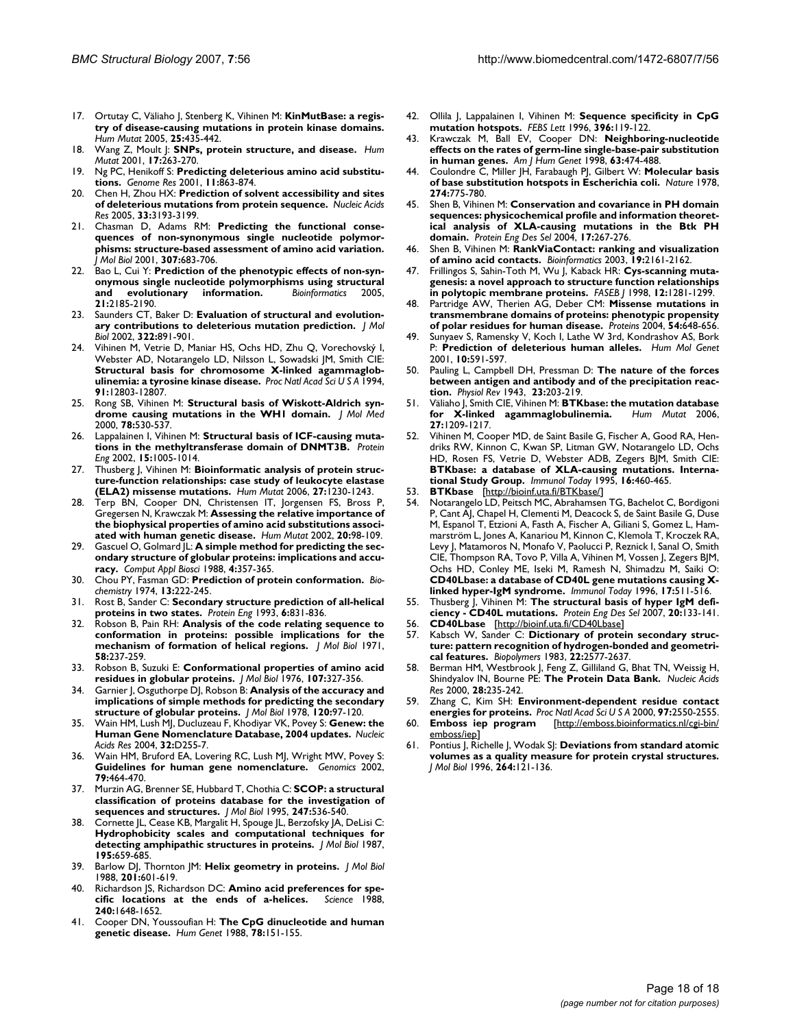17. Ortutay C, Väliaho J, Stenberg K, Vihinen M: **KinMutBase: a registry of disease-causing mutations in protein kinase domains.** *Hum Mutat* 2005, **25:**435-442.
18. Wang Z, Moult J: **SNPs, protein structure, and disease.** *Hum Mutat* 2001, **17:**263-270.
19. Ng PC, Henikoff S: **Predicting deleterious amino acid substitutions.** *Genome Res* 2001, **11:**863-874.
20. Chen H, Zhou HX: **Prediction of solvent accessibility and sites of deleterious mutations from protein sequence.** *Nucleic Acids Res* 2005, **33:**3193-3199.
21. Chasman D, Adams RM: **Predicting the functional consequences of non-synonymous single nucleotide polymorphisms: structure-based assessment of amino acid variation.** *J Mol Biol* 2001, **307:**683-706.
22. Bao L, Cui Y: **Prediction of the phenotypic effects of non-synonymous single nucleotide polymorphisms using structural and evolutionary information.** *Bioinformatics* 2005, **21:**2185-2190.
23. Saunders CT, Baker D: **Evaluation of structural and evolutionary contributions to deleterious mutation prediction.** *J Mol Biol* 2002, **322:**891-901.
24. Vihinen M, Vetrie D, Maniar HS, Ochs HD, Zhu Q, Vorechovský I, Webster AD, Notarangelo LD, Nilsson L, Sowadski JM, Smith CIE: **Structural basis for chromosome X-linked agammaglobulinemia: a tyrosine kinase disease.** *Proc Natl Acad Sci U S A* 1994, **91:**12803-12807.
25. Rong SB, Vihinen M: **Structural basis of Wiskott-Aldrich syndrome causing mutations in the WH1 domain.** *J Mol Med* 2000, **78:**530-537.
26. Lappalainen I, Vihinen M: **Structural basis of ICF-causing mutations in the methyltransferase domain of DNMT3B.** *Protein Eng* 2002, **15:**1005-1014.
27. Thusberg J, Vihinen M: **Bioinformatic analysis of protein structure-function relationships: case study of leukocyte elastase (ELA2) missense mutations.** *Hum Mutat* 2006, **27:**1230-1243.
28. Terp BN, Cooper DN, Christensen IT, Jorgensen FS, Bross P, Gregersen N, Krawczak M: **Assessing the relative importance of the biophysical properties of amino acid substitutions associated with human genetic disease.** *Hum Mutat* 2002, **20:**98-109.
29. Gascuel O, Golmard JL: **A simple method for predicting the secondary structure of globular proteins: implications and accuracy.** *Comput Appl Biosci* 1988, **4:**357-365.
30. Chou PY, Fasman GD: **Prediction of protein conformation.** *Biochemistry* 1974, **13:**222-245.
31. Rost B, Sander C: **Secondary structure prediction of all-helical proteins in two states.** *Protein Eng* 1993, **6:**831-836.
32. Robson B, Pain RH: **Analysis of the code relating sequence to conformation in proteins: possible implications for the mechanism of formation of helical regions.** *J Mol Biol* 1971, **58:**237-259.
33. Robson B, Suzuki E: **Conformational properties of amino acid residues in globular proteins.** *J Mol Biol* 1976, **107:**327-356.
34. Garnier J, Osguthorpe DJ, Robson B: **Analysis of the accuracy and implications of simple methods for predicting the secondary structure of globular proteins.** *J Mol Biol* 1978, **120:**97-120.
35. Wain HM, Lush MJ, Ducluzeau F, Khodiyar VK, Povey S: **Genew: the Human Gene Nomenclature Database, 2004 updates.** *Nucleic Acids Res* 2004, **32:**D255-7.
36. Wain HM, Bruford EA, Lovering RC, Lush MJ, Wright MW, Povey S: **Guidelines for human gene nomenclature.** *Genomics* 2002, **79:**464-470.
37. Murzin AG, Brenner SE, Hubbard T, Chothia C: **SCOP: a structural classification of proteins database for the investigation of sequences and structures.** *J Mol Biol* 1995, **247:**536-540.
38. Cornette JL, Cease KB, Margalit H, Spouge JL, Berzofsky JA, DeLisi C: **Hydrophobicity scales and computational techniques for detecting amphipathic structures in proteins.** *J Mol Biol* 1987, **195:**659-685.
39. Barlow DJ, Thornton JM: **Helix geometry in proteins.** *J Mol Biol* 1988, **201:**601-619.
40. Richardson JS, Richardson DC: **Amino acid preferences for specific locations at the ends of a-helices.** *Science* 1988, **240:**1648-1652.
41. Cooper DN, Youssoufian H: **The CpG dinucleotide and human genetic disease.** *Hum Genet* 1988, **78:**151-155.
42. Ollila J, Lappalainen I, Vihinen M: **Sequence specificity in CpG mutation hotspots.** *FEBS Lett* 1996, **396:**119-122.
43. Krawczak M, Ball EV, Cooper DN: **Neighboring-nucleotide effects on the rates of germ-line single-base-pair substitution in human genes.** *Am J Hum Genet* 1998, **63:**474-488.
44. Coulondre C, Miller JH, Farabaugh PJ, Gilbert W: **Molecular basis of base substitution hotspots in Escherichia coli.** *Nature* 1978, **274:**775-780.
45. Shen B, Vihinen M: **Conservation and covariance in PH domain sequences: physicochemical profile and information theoretical analysis of XLA-causing mutations in the Btk PH domain.** *Protein Eng Des Sel* 2004, **17:**267-276.
46. Shen B, Vihinen M: **RankViaContact: ranking and visualization of amino acid contacts.** *Bioinformatics* 2003, **19:**2161-2162.
47. Frillingos S, Sahin-Toth M, Wu J, Kaback HR: **Cys-scanning mutagenesis: a novel approach to structure function relationships in polytopic membrane proteins.** *FASEB J* 1998, **12:**1281-1299.
48. Partridge AW, Therien AG, Deber CM: **Missense mutations in transmembrane domains of proteins: phenotypic propensity of polar residues for human disease.** *Proteins* 2004, **54:**648-656.
49. Sunyaev S, Ramensky V, Koch I, Lathe W 3rd, Kondrashov AS, Bork P: **Prediction of deleterious human alleles.** *Hum Mol Genet* 2001, **10:**591-597.
50. Pauling L, Campbell DH, Pressman D: **The nature of the forces between antigen and antibody and of the precipitation reaction.** *Physiol Rev* 1943, **23:**203-219.
51. Väliaho J, Smith CIE, Vihinen M: **BTKbase: the mutation database for X-linked agammaglobulinemia.** *Hum Mutat* 2006, **27:**1209-1217.
52. Vihinen M, Cooper MD, de Saint Basile G, Fischer A, Good RA, Hendriks RW, Kinnon C, Kwan SP, Litman GW, Notarangelo LD, Ochs HD, Rosen FS, Vetrie D, Webster ADB, Zegers BJM, Smith CIE: **BTKbase: a database of XLA-causing mutations. International Study Group.** *Immunol Today* 1995, **16:**460-465.
53. **BTKbase** [http://bioinf.uta.fi/BTKbase/]
54. Notarangelo LD, Peitsch MC, Abrahamsen TG, Bachelot C, Bordigoni P, Cant AJ, Chapel H, Clementi M, Deacock S, de Saint Basile G, Duse M, Espanol T, Etzioni A, Fasth A, Fischer A, Giliani S, Gomez L, Hammarström L, Jones A, Kanariou M, Kinnon C, Klemola T, Kroczek RA, Levy J, Matamoros N, Monafo V, Paolucci P, Reznick I, Sanal O, Smith CIE, Thompson RA, Tovo P, Villa A, Vihinen M, Vossen J, Zegers BJM, Ochs HD, Conley ME, Iseki M, Ramesh N, Shimadzu M, Saiki O: **CD40Lbase: a database of CD40L gene mutations causing X-linked hyper-IgM syndrome.** *Immunol Today* 1996, **17:**511-516.
55. Thusberg J, Vihinen M: **The structural basis of hyper IgM deficiency - CD40L mutations.** *Protein Eng Des Sel* 2007, **20:**133-141.
56. **CD40Lbase** [http://bioinf.uta.fi/CD40Lbase]
57. Kabsch W, Sander C: **Dictionary of protein secondary structure: pattern recognition of hydrogen-bonded and geometrical features.** *Biopolymers* 1983, **22:**2577-2637.
58. Berman HM, Westbrook J, Feng Z, Gilliland G, Bhat TN, Weissig H, Shindyalov IN, Bourne PE: **The Protein Data Bank.** *Nucleic Acids Res* 2000, **28:**235-242.
59. Zhang C, Kim SH: **Environment-dependent residue contact energies for proteins.** *Proc Natl Acad Sci U S A* 2000, **97:**2550-2555.
60. **Emboss iep program** [http://emboss.bioinformatics.nl/cgi-bin/emboss/iep]
61. Pontius J, Richelle J, Wodak SJ: **Deviations from standard atomic volumes as a quality measure for protein crystal structures.** *J Mol Biol* 1996, **264:**121-136.